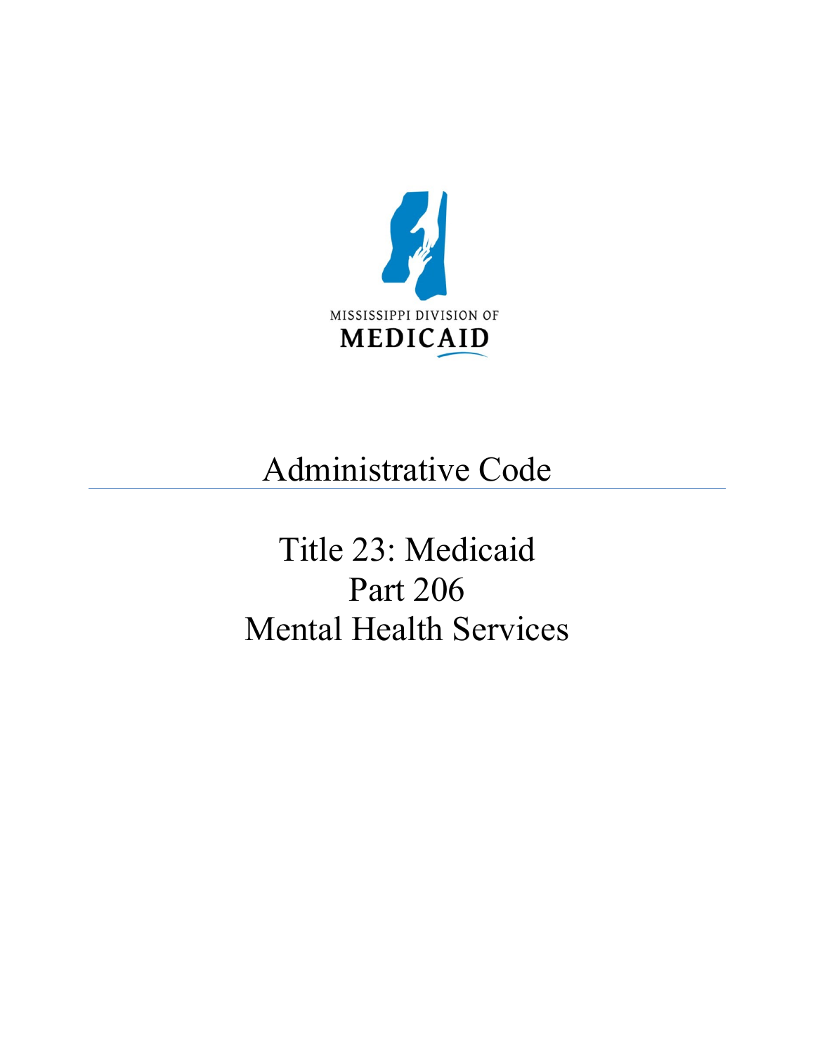MISSISSIPPI DIVISION OF

MEDICAID

# Administrative Code

# Title 23: Medicaid
# Part 206
# Mental Health Services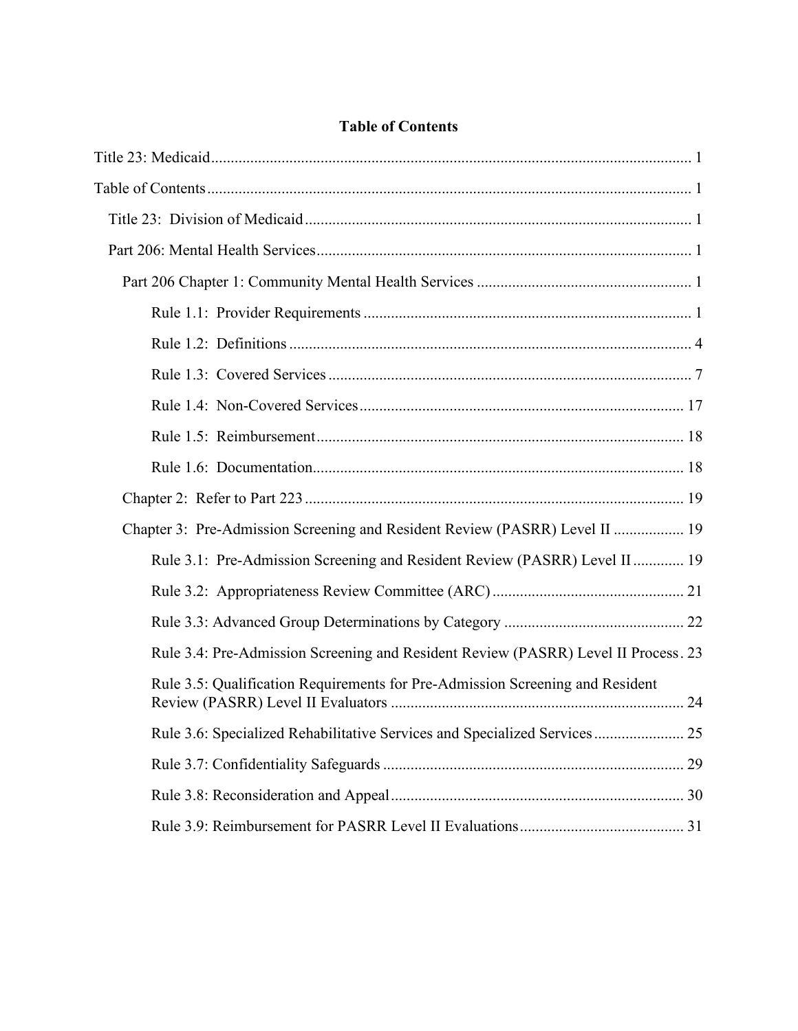**Table of Contents**

Title 23: Medicaid ........................................................................................................... 1

Table of Contents ............................................................................................................ 1

- Title 23: Division of Medicaid .................................................................................. 1
- Part 206: Mental Health Services ............................................................................... 1
  - Part 206 Chapter 1: Community Mental Health Services ....................................................... 1
    - Rule 1.1: Provider Requirements ................................................................................... 1
    - Rule 1.2: Definitions ...................................................................................................... 4
    - Rule 1.3: Covered Services ............................................................................................ 7
    - Rule 1.4: Non-Covered Services .................................................................................. 17
    - Rule 1.5: Reimbursement ............................................................................................. 18
    - Rule 1.6: Documentation .............................................................................................. 18
  - Chapter 2: Refer to Part 223 ................................................................................................ 19
  - Chapter 3: Pre-Admission Screening and Resident Review (PASRR) Level II .................. 19
    - Rule 3.1: Pre-Admission Screening and Resident Review (PASRR) Level II ............. 19
    - Rule 3.2: Appropriateness Review Committee (ARC) ................................................. 21
    - Rule 3.3: Advanced Group Determinations by Category .............................................. 22
    - Rule 3.4: Pre-Admission Screening and Resident Review (PASRR) Level II Process . 23
    - Rule 3.5: Qualification Requirements for Pre-Admission Screening and Resident Review (PASRR) Level II Evaluators ........................................................................... 24
    - Rule 3.6: Specialized Rehabilitative Services and Specialized Services ....................... 25
    - Rule 3.7: Confidentiality Safeguards ............................................................................ 29
    - Rule 3.8: Reconsideration and Appeal .......................................................................... 30
    - Rule 3.9: Reimbursement for PASRR Level II Evaluations .......................................... 31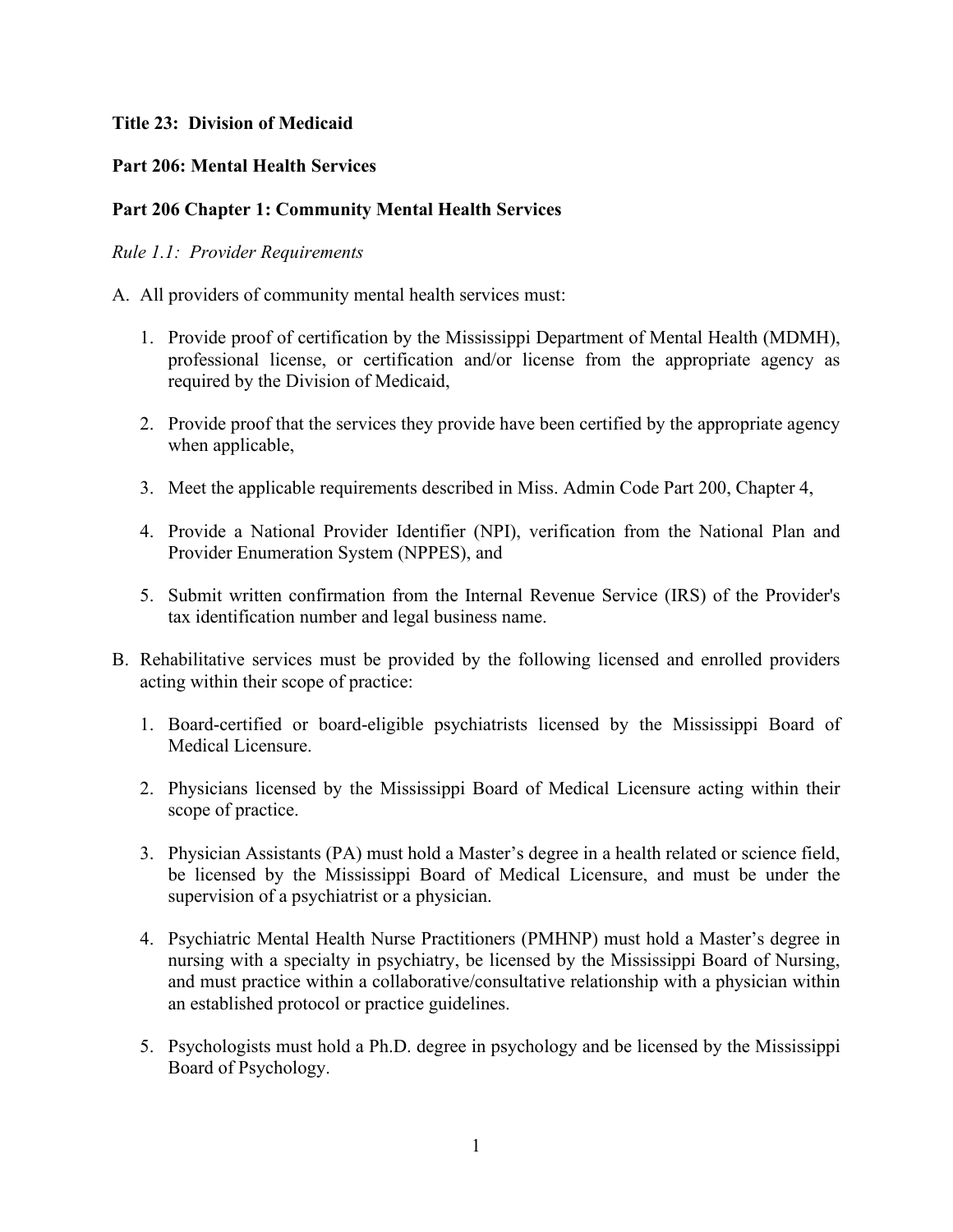**Title 23: Division of Medicaid**

**Part 206: Mental Health Services**

**Part 206 Chapter 1: Community Mental Health Services**

*Rule 1.1: Provider Requirements*

A. All providers of community mental health services must:

   1. Provide proof of certification by the Mississippi Department of Mental Health (MDMH), professional license, or certification and/or license from the appropriate agency as required by the Division of Medicaid,

   2. Provide proof that the services they provide have been certified by the appropriate agency when applicable,

   3. Meet the applicable requirements described in Miss. Admin Code Part 200, Chapter 4,

   4. Provide a National Provider Identifier (NPI), verification from the National Plan and Provider Enumeration System (NPPES), and

   5. Submit written confirmation from the Internal Revenue Service (IRS) of the Provider's tax identification number and legal business name.

B. Rehabilitative services must be provided by the following licensed and enrolled providers acting within their scope of practice:

   1. Board-certified or board-eligible psychiatrists licensed by the Mississippi Board of Medical Licensure.

   2. Physicians licensed by the Mississippi Board of Medical Licensure acting within their scope of practice.

   3. Physician Assistants (PA) must hold a Master's degree in a health related or science field, be licensed by the Mississippi Board of Medical Licensure, and must be under the supervision of a psychiatrist or a physician.

   4. Psychiatric Mental Health Nurse Practitioners (PMHNP) must hold a Master's degree in nursing with a specialty in psychiatry, be licensed by the Mississippi Board of Nursing, and must practice within a collaborative/consultative relationship with a physician within an established protocol or practice guidelines.

   5. Psychologists must hold a Ph.D. degree in psychology and be licensed by the Mississippi Board of Psychology.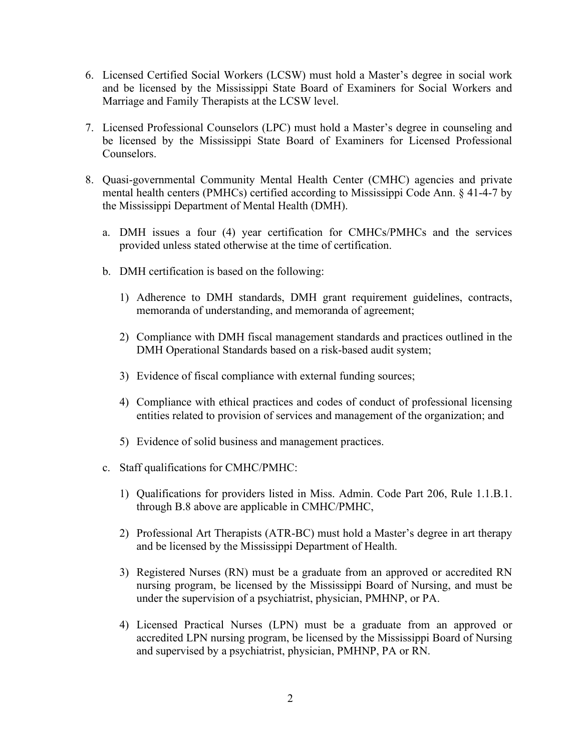6. Licensed Certified Social Workers (LCSW) must hold a Master's degree in social work and be licensed by the Mississippi State Board of Examiners for Social Workers and Marriage and Family Therapists at the LCSW level.

7. Licensed Professional Counselors (LPC) must hold a Master's degree in counseling and be licensed by the Mississippi State Board of Examiners for Licensed Professional Counselors.

8. Quasi-governmental Community Mental Health Center (CMHC) agencies and private mental health centers (PMHCs) certified according to Mississippi Code Ann. § 41-4-7 by the Mississippi Department of Mental Health (DMH).

   a. DMH issues a four (4) year certification for CMHCs/PMHCs and the services provided unless stated otherwise at the time of certification.

   b. DMH certification is based on the following:

      1) Adherence to DMH standards, DMH grant requirement guidelines, contracts, memoranda of understanding, and memoranda of agreement;

      2) Compliance with DMH fiscal management standards and practices outlined in the DMH Operational Standards based on a risk-based audit system;

      3) Evidence of fiscal compliance with external funding sources;

      4) Compliance with ethical practices and codes of conduct of professional licensing entities related to provision of services and management of the organization; and

      5) Evidence of solid business and management practices.

   c. Staff qualifications for CMHC/PMHC:

      1) Qualifications for providers listed in Miss. Admin. Code Part 206, Rule 1.1.B.1. through B.8 above are applicable in CMHC/PMHC,

      2) Professional Art Therapists (ATR-BC) must hold a Master's degree in art therapy and be licensed by the Mississippi Department of Health.

      3) Registered Nurses (RN) must be a graduate from an approved or accredited RN nursing program, be licensed by the Mississippi Board of Nursing, and must be under the supervision of a psychiatrist, physician, PMHNP, or PA.

      4) Licensed Practical Nurses (LPN) must be a graduate from an approved or accredited LPN nursing program, be licensed by the Mississippi Board of Nursing and supervised by a psychiatrist, physician, PMHNP, PA or RN.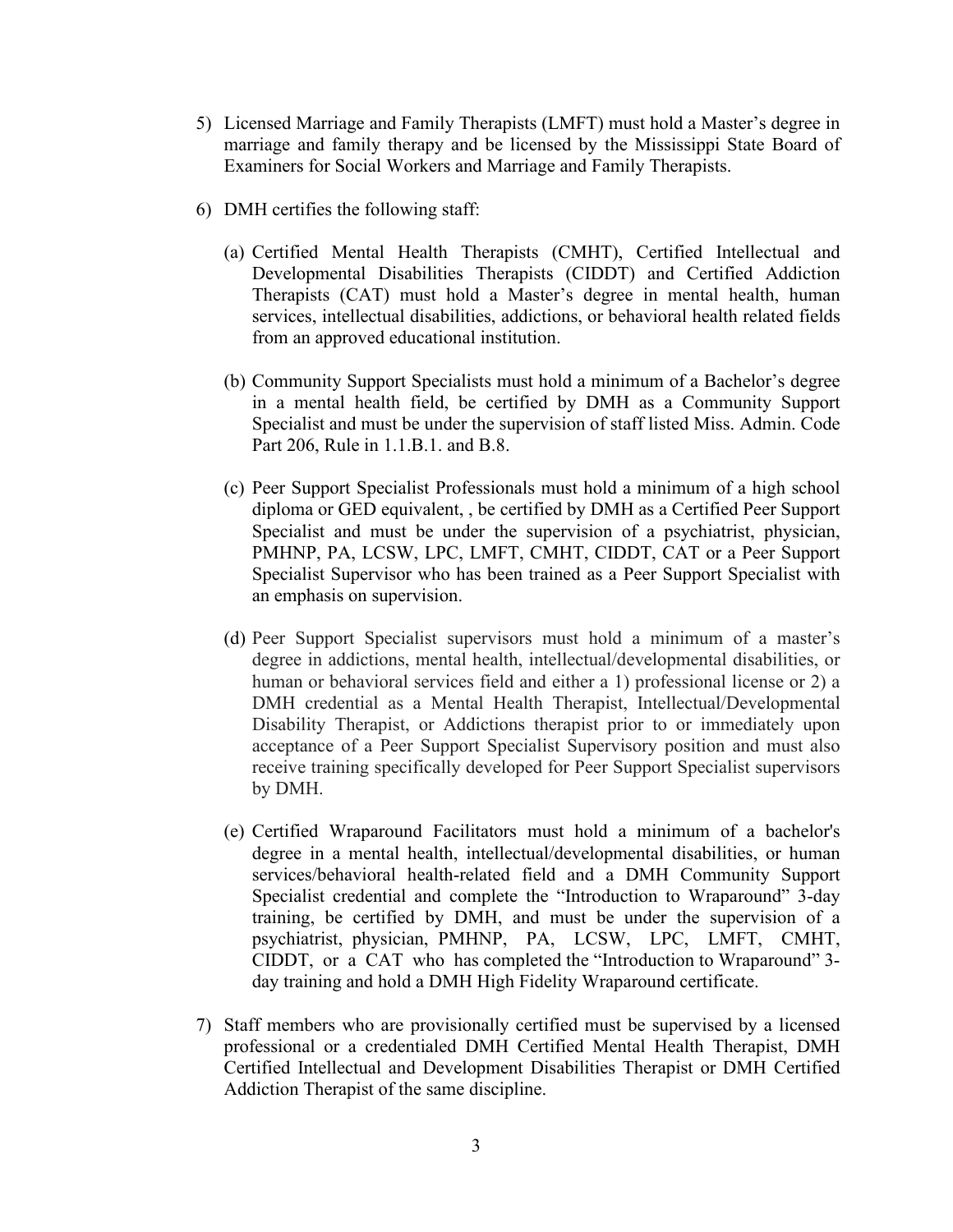5) Licensed Marriage and Family Therapists (LMFT) must hold a Master's degree in marriage and family therapy and be licensed by the Mississippi State Board of Examiners for Social Workers and Marriage and Family Therapists.

6) DMH certifies the following staff:

   (a) Certified Mental Health Therapists (CMHT), Certified Intellectual and Developmental Disabilities Therapists (CIDDT) and Certified Addiction Therapists (CAT) must hold a Master's degree in mental health, human services, intellectual disabilities, addictions, or behavioral health related fields from an approved educational institution.

   (b) Community Support Specialists must hold a minimum of a Bachelor's degree in a mental health field, be certified by DMH as a Community Support Specialist and must be under the supervision of staff listed Miss. Admin. Code Part 206, Rule in 1.1.B.1. and B.8.

   (c) Peer Support Specialist Professionals must hold a minimum of a high school diploma or GED equivalent, , be certified by DMH as a Certified Peer Support Specialist and must be under the supervision of a psychiatrist, physician, PMHNP, PA, LCSW, LPC, LMFT, CMHT, CIDDT, CAT or a Peer Support Specialist Supervisor who has been trained as a Peer Support Specialist with an emphasis on supervision.

   (d) Peer Support Specialist supervisors must hold a minimum of a master's degree in addictions, mental health, intellectual/developmental disabilities, or human or behavioral services field and either a 1) professional license or 2) a DMH credential as a Mental Health Therapist, Intellectual/Developmental Disability Therapist, or Addictions therapist prior to or immediately upon acceptance of a Peer Support Specialist Supervisory position and must also receive training specifically developed for Peer Support Specialist supervisors by DMH.

   (e) Certified Wraparound Facilitators must hold a minimum of a bachelor's degree in a mental health, intellectual/developmental disabilities, or human services/behavioral health-related field and a DMH Community Support Specialist credential and complete the "Introduction to Wraparound" 3-day training, be certified by DMH, and must be under the supervision of a psychiatrist, physician, PMHNP, PA, LCSW, LPC, LMFT, CMHT, CIDDT, or a CAT who has completed the "Introduction to Wraparound" 3-day training and hold a DMH High Fidelity Wraparound certificate.

7) Staff members who are provisionally certified must be supervised by a licensed professional or a credentialed DMH Certified Mental Health Therapist, DMH Certified Intellectual and Development Disabilities Therapist or DMH Certified Addiction Therapist of the same discipline.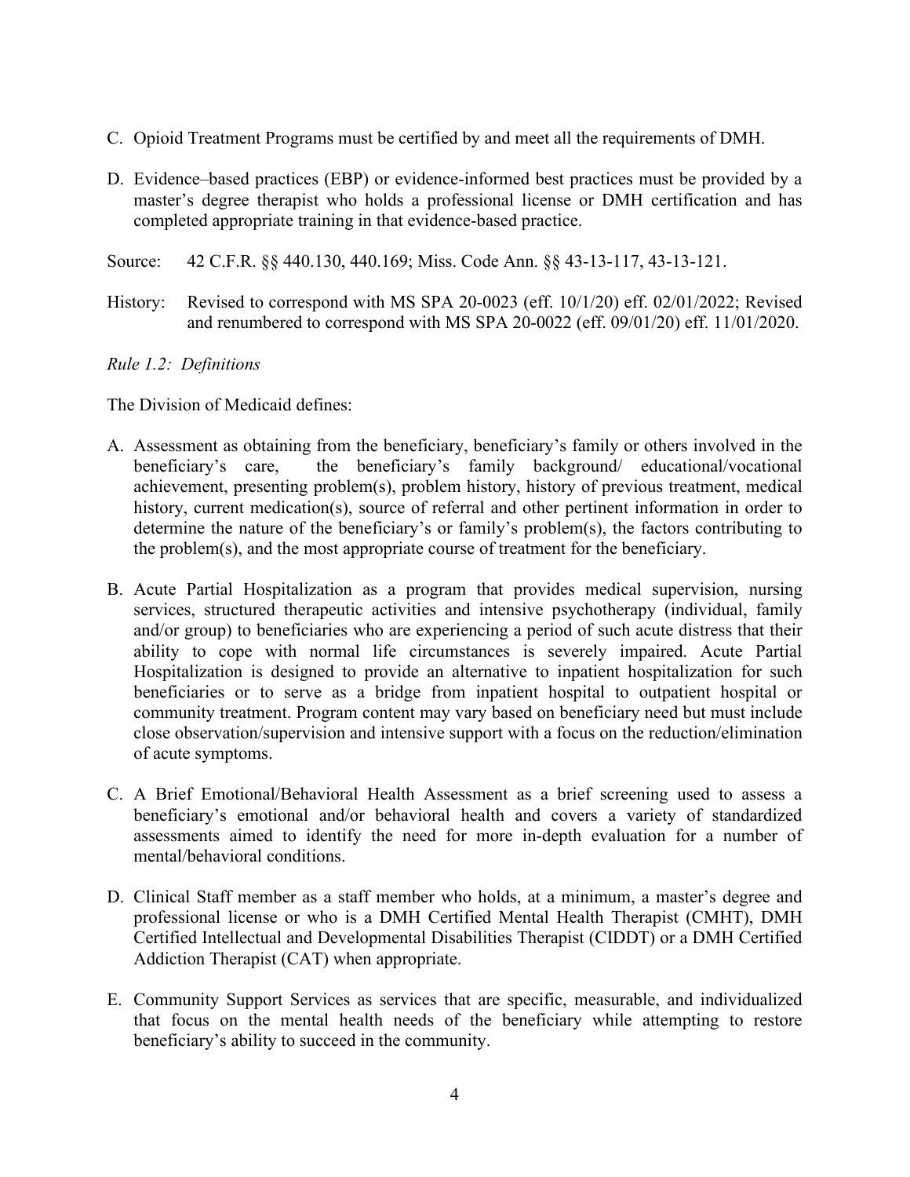C. Opioid Treatment Programs must be certified by and meet all the requirements of DMH.

D. Evidence–based practices (EBP) or evidence-informed best practices must be provided by a master's degree therapist who holds a professional license or DMH certification and has completed appropriate training in that evidence-based practice.

Source: 42 C.F.R. §§ 440.130, 440.169; Miss. Code Ann. §§ 43-13-117, 43-13-121.

History: Revised to correspond with MS SPA 20-0023 (eff. 10/1/20) eff. 02/01/2022; Revised and renumbered to correspond with MS SPA 20-0022 (eff. 09/01/20) eff. 11/01/2020.

*Rule 1.2: Definitions*

The Division of Medicaid defines:

A. Assessment as obtaining from the beneficiary, beneficiary's family or others involved in the beneficiary's care, the beneficiary's family background/ educational/vocational achievement, presenting problem(s), problem history, history of previous treatment, medical history, current medication(s), source of referral and other pertinent information in order to determine the nature of the beneficiary's or family's problem(s), the factors contributing to the problem(s), and the most appropriate course of treatment for the beneficiary.

B. Acute Partial Hospitalization as a program that provides medical supervision, nursing services, structured therapeutic activities and intensive psychotherapy (individual, family and/or group) to beneficiaries who are experiencing a period of such acute distress that their ability to cope with normal life circumstances is severely impaired. Acute Partial Hospitalization is designed to provide an alternative to inpatient hospitalization for such beneficiaries or to serve as a bridge from inpatient hospital to outpatient hospital or community treatment. Program content may vary based on beneficiary need but must include close observation/supervision and intensive support with a focus on the reduction/elimination of acute symptoms.

C. A Brief Emotional/Behavioral Health Assessment as a brief screening used to assess a beneficiary's emotional and/or behavioral health and covers a variety of standardized assessments aimed to identify the need for more in-depth evaluation for a number of mental/behavioral conditions.

D. Clinical Staff member as a staff member who holds, at a minimum, a master's degree and professional license or who is a DMH Certified Mental Health Therapist (CMHT), DMH Certified Intellectual and Developmental Disabilities Therapist (CIDDT) or a DMH Certified Addiction Therapist (CAT) when appropriate.

E. Community Support Services as services that are specific, measurable, and individualized that focus on the mental health needs of the beneficiary while attempting to restore beneficiary's ability to succeed in the community.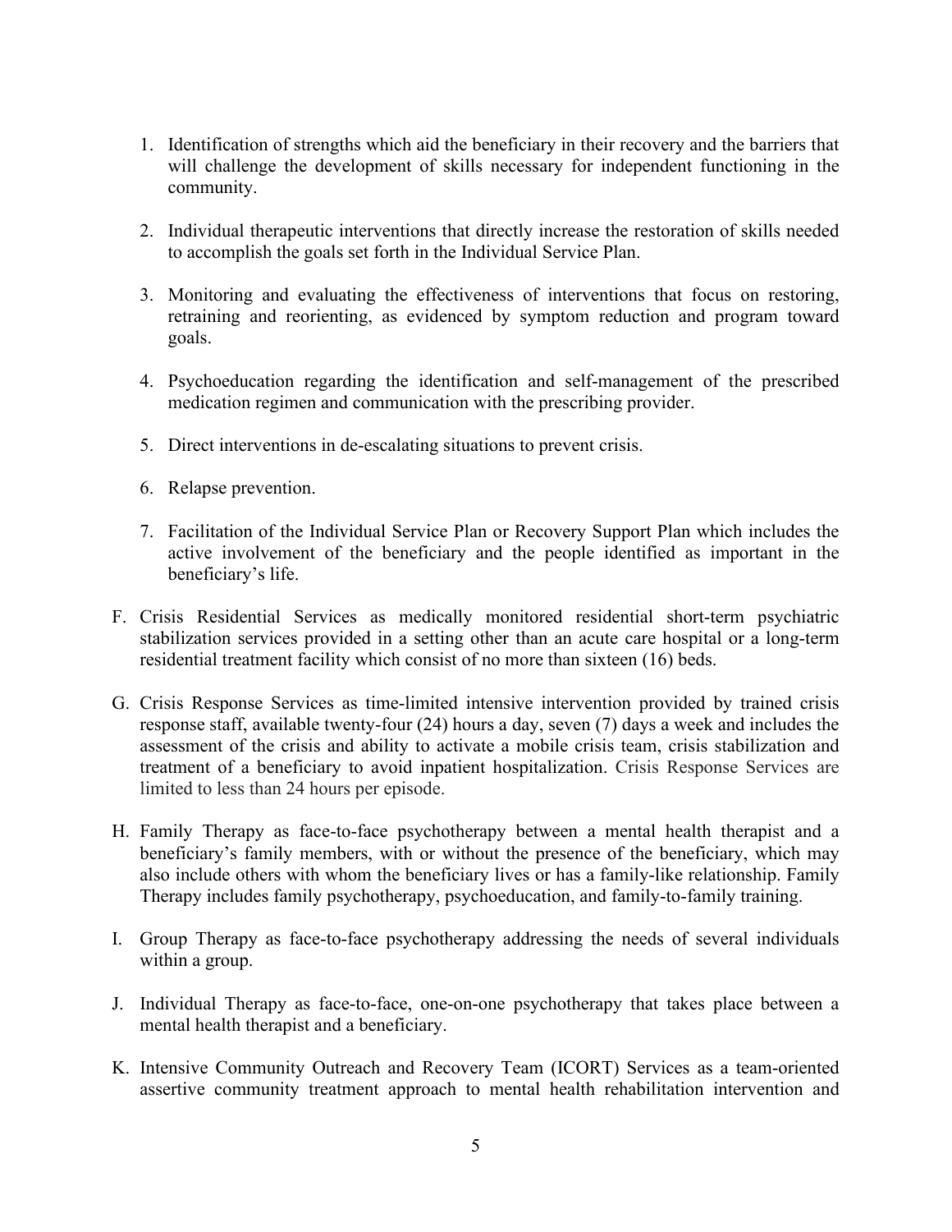1. Identification of strengths which aid the beneficiary in their recovery and the barriers that will challenge the development of skills necessary for independent functioning in the community.

2. Individual therapeutic interventions that directly increase the restoration of skills needed to accomplish the goals set forth in the Individual Service Plan.

3. Monitoring and evaluating the effectiveness of interventions that focus on restoring, retraining and reorienting, as evidenced by symptom reduction and program toward goals.

4. Psychoeducation regarding the identification and self-management of the prescribed medication regimen and communication with the prescribing provider.

5. Direct interventions in de-escalating situations to prevent crisis.

6. Relapse prevention.

7. Facilitation of the Individual Service Plan or Recovery Support Plan which includes the active involvement of the beneficiary and the people identified as important in the beneficiary's life.

F. Crisis Residential Services as medically monitored residential short-term psychiatric stabilization services provided in a setting other than an acute care hospital or a long-term residential treatment facility which consist of no more than sixteen (16) beds.

G. Crisis Response Services as time-limited intensive intervention provided by trained crisis response staff, available twenty-four (24) hours a day, seven (7) days a week and includes the assessment of the crisis and ability to activate a mobile crisis team, crisis stabilization and treatment of a beneficiary to avoid inpatient hospitalization. Crisis Response Services are limited to less than 24 hours per episode.

H. Family Therapy as face-to-face psychotherapy between a mental health therapist and a beneficiary's family members, with or without the presence of the beneficiary, which may also include others with whom the beneficiary lives or has a family-like relationship. Family Therapy includes family psychotherapy, psychoeducation, and family-to-family training.

I. Group Therapy as face-to-face psychotherapy addressing the needs of several individuals within a group.

J. Individual Therapy as face-to-face, one-on-one psychotherapy that takes place between a mental health therapist and a beneficiary.

K. Intensive Community Outreach and Recovery Team (ICORT) Services as a team-oriented assertive community treatment approach to mental health rehabilitation intervention and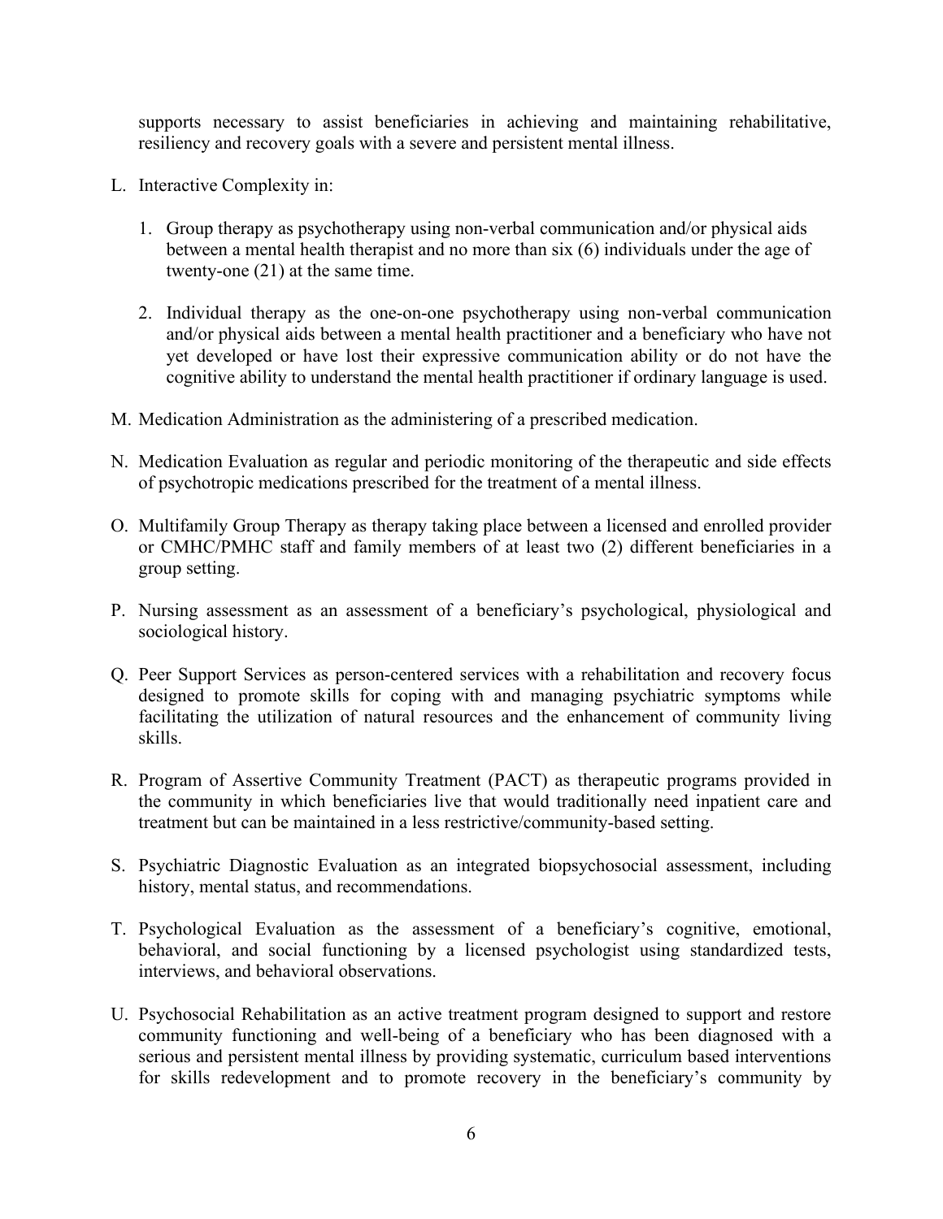supports necessary to assist beneficiaries in achieving and maintaining rehabilitative, resiliency and recovery goals with a severe and persistent mental illness.

L. Interactive Complexity in:

   1. Group therapy as psychotherapy using non-verbal communication and/or physical aids between a mental health therapist and no more than six (6) individuals under the age of twenty-one (21) at the same time.

   2. Individual therapy as the one-on-one psychotherapy using non-verbal communication and/or physical aids between a mental health practitioner and a beneficiary who have not yet developed or have lost their expressive communication ability or do not have the cognitive ability to understand the mental health practitioner if ordinary language is used.

M. Medication Administration as the administering of a prescribed medication.

N. Medication Evaluation as regular and periodic monitoring of the therapeutic and side effects of psychotropic medications prescribed for the treatment of a mental illness.

O. Multifamily Group Therapy as therapy taking place between a licensed and enrolled provider or CMHC/PMHC staff and family members of at least two (2) different beneficiaries in a group setting.

P. Nursing assessment as an assessment of a beneficiary's psychological, physiological and sociological history.

Q. Peer Support Services as person-centered services with a rehabilitation and recovery focus designed to promote skills for coping with and managing psychiatric symptoms while facilitating the utilization of natural resources and the enhancement of community living skills.

R. Program of Assertive Community Treatment (PACT) as therapeutic programs provided in the community in which beneficiaries live that would traditionally need inpatient care and treatment but can be maintained in a less restrictive/community-based setting.

S. Psychiatric Diagnostic Evaluation as an integrated biopsychosocial assessment, including history, mental status, and recommendations.

T. Psychological Evaluation as the assessment of a beneficiary's cognitive, emotional, behavioral, and social functioning by a licensed psychologist using standardized tests, interviews, and behavioral observations.

U. Psychosocial Rehabilitation as an active treatment program designed to support and restore community functioning and well-being of a beneficiary who has been diagnosed with a serious and persistent mental illness by providing systematic, curriculum based interventions for skills redevelopment and to promote recovery in the beneficiary's community by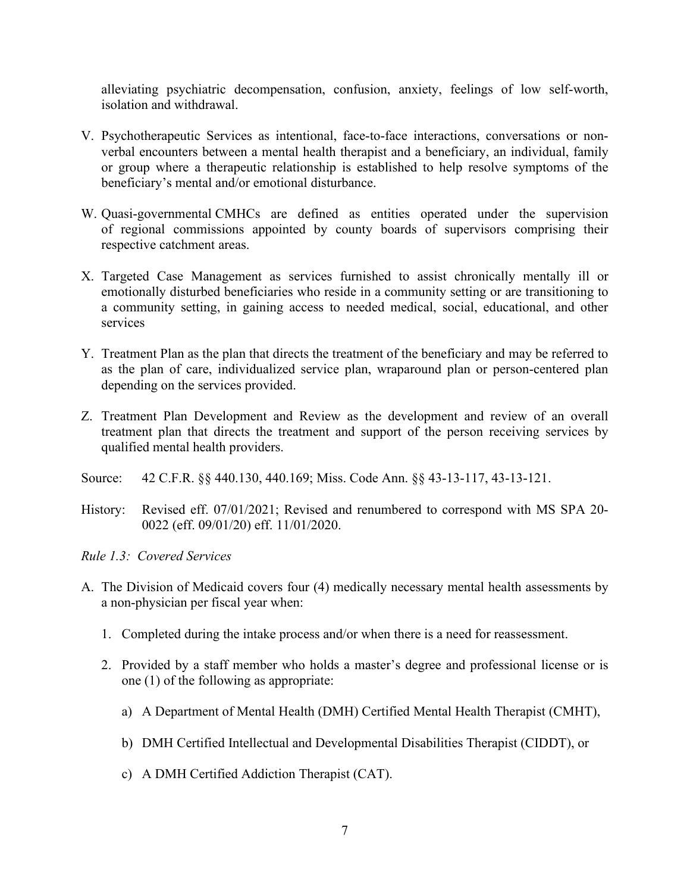alleviating psychiatric decompensation, confusion, anxiety, feelings of low self-worth, isolation and withdrawal.

V. Psychotherapeutic Services as intentional, face-to-face interactions, conversations or non-verbal encounters between a mental health therapist and a beneficiary, an individual, family or group where a therapeutic relationship is established to help resolve symptoms of the beneficiary's mental and/or emotional disturbance.

W. Quasi-governmental CMHCs are defined as entities operated under the supervision of regional commissions appointed by county boards of supervisors comprising their respective catchment areas.

X. Targeted Case Management as services furnished to assist chronically mentally ill or emotionally disturbed beneficiaries who reside in a community setting or are transitioning to a community setting, in gaining access to needed medical, social, educational, and other services

Y. Treatment Plan as the plan that directs the treatment of the beneficiary and may be referred to as the plan of care, individualized service plan, wraparound plan or person-centered plan depending on the services provided.

Z. Treatment Plan Development and Review as the development and review of an overall treatment plan that directs the treatment and support of the person receiving services by qualified mental health providers.

Source: 42 C.F.R. §§ 440.130, 440.169; Miss. Code Ann. §§ 43-13-117, 43-13-121.

History: Revised eff. 07/01/2021; Revised and renumbered to correspond with MS SPA 20-0022 (eff. 09/01/20) eff. 11/01/2020.

*Rule 1.3: Covered Services*

A. The Division of Medicaid covers four (4) medically necessary mental health assessments by a non-physician per fiscal year when:

   1. Completed during the intake process and/or when there is a need for reassessment.

   2. Provided by a staff member who holds a master's degree and professional license or is one (1) of the following as appropriate:

      a) A Department of Mental Health (DMH) Certified Mental Health Therapist (CMHT),

      b) DMH Certified Intellectual and Developmental Disabilities Therapist (CIDDT), or

      c) A DMH Certified Addiction Therapist (CAT).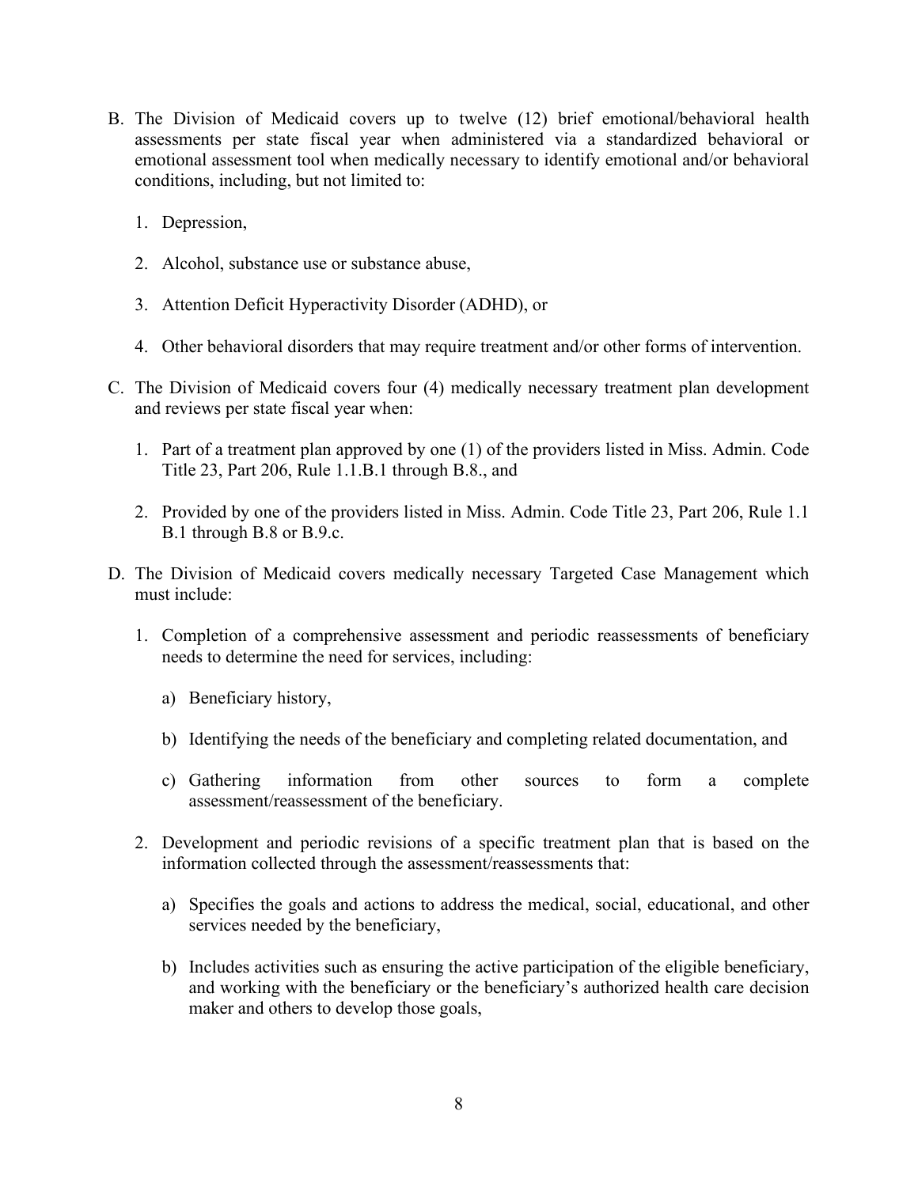B. The Division of Medicaid covers up to twelve (12) brief emotional/behavioral health assessments per state fiscal year when administered via a standardized behavioral or emotional assessment tool when medically necessary to identify emotional and/or behavioral conditions, including, but not limited to:

   1. Depression,

   2. Alcohol, substance use or substance abuse,

   3. Attention Deficit Hyperactivity Disorder (ADHD), or

   4. Other behavioral disorders that may require treatment and/or other forms of intervention.

C. The Division of Medicaid covers four (4) medically necessary treatment plan development and reviews per state fiscal year when:

   1. Part of a treatment plan approved by one (1) of the providers listed in Miss. Admin. Code Title 23, Part 206, Rule 1.1.B.1 through B.8., and

   2. Provided by one of the providers listed in Miss. Admin. Code Title 23, Part 206, Rule 1.1 B.1 through B.8 or B.9.c.

D. The Division of Medicaid covers medically necessary Targeted Case Management which must include:

   1. Completion of a comprehensive assessment and periodic reassessments of beneficiary needs to determine the need for services, including:

      a) Beneficiary history,

      b) Identifying the needs of the beneficiary and completing related documentation, and

      c) Gathering information from other sources to form a complete assessment/reassessment of the beneficiary.

   2. Development and periodic revisions of a specific treatment plan that is based on the information collected through the assessment/reassessments that:

      a) Specifies the goals and actions to address the medical, social, educational, and other services needed by the beneficiary,

      b) Includes activities such as ensuring the active participation of the eligible beneficiary, and working with the beneficiary or the beneficiary's authorized health care decision maker and others to develop those goals,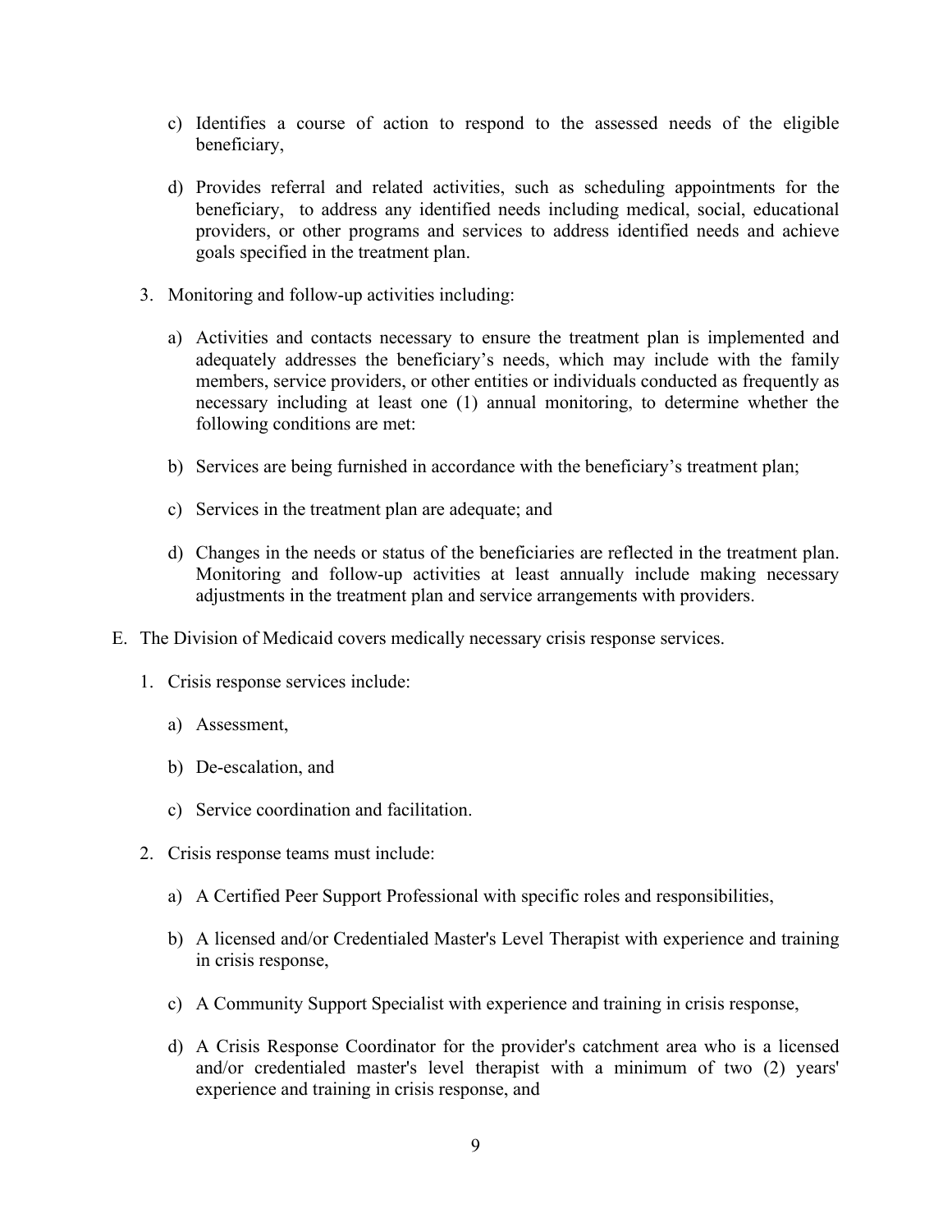c) Identifies a course of action to respond to the assessed needs of the eligible beneficiary,

d) Provides referral and related activities, such as scheduling appointments for the beneficiary, to address any identified needs including medical, social, educational providers, or other programs and services to address identified needs and achieve goals specified in the treatment plan.

3. Monitoring and follow-up activities including:

   a) Activities and contacts necessary to ensure the treatment plan is implemented and adequately addresses the beneficiary's needs, which may include with the family members, service providers, or other entities or individuals conducted as frequently as necessary including at least one (1) annual monitoring, to determine whether the following conditions are met:

   b) Services are being furnished in accordance with the beneficiary's treatment plan;

   c) Services in the treatment plan are adequate; and

   d) Changes in the needs or status of the beneficiaries are reflected in the treatment plan. Monitoring and follow-up activities at least annually include making necessary adjustments in the treatment plan and service arrangements with providers.

E. The Division of Medicaid covers medically necessary crisis response services.

1. Crisis response services include:

   a) Assessment,

   b) De-escalation, and

   c) Service coordination and facilitation.

2. Crisis response teams must include:

   a) A Certified Peer Support Professional with specific roles and responsibilities,

   b) A licensed and/or Credentialed Master's Level Therapist with experience and training in crisis response,

   c) A Community Support Specialist with experience and training in crisis response,

   d) A Crisis Response Coordinator for the provider's catchment area who is a licensed and/or credentialed master's level therapist with a minimum of two (2) years' experience and training in crisis response, and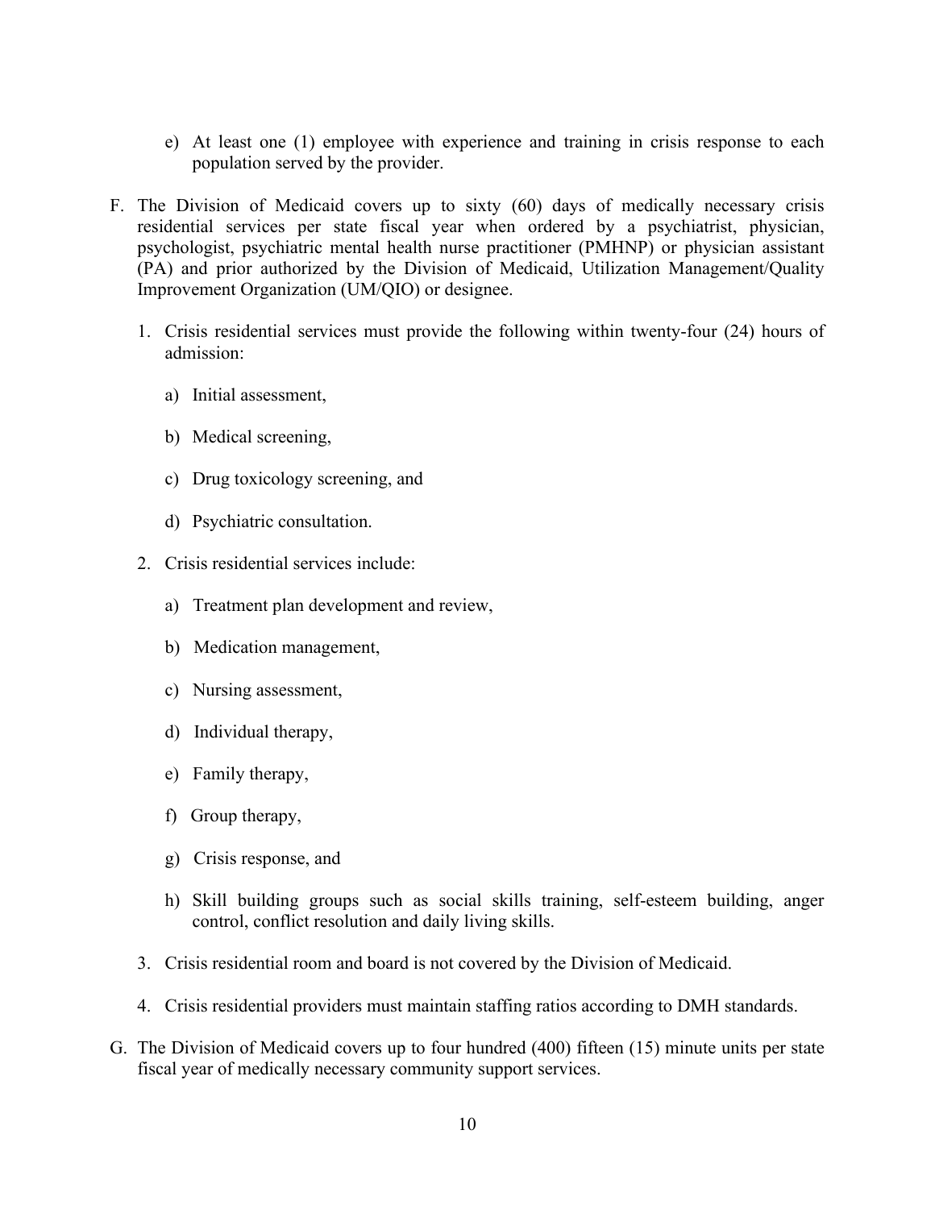e) At least one (1) employee with experience and training in crisis response to each population served by the provider.

F. The Division of Medicaid covers up to sixty (60) days of medically necessary crisis residential services per state fiscal year when ordered by a psychiatrist, physician, psychologist, psychiatric mental health nurse practitioner (PMHNP) or physician assistant (PA) and prior authorized by the Division of Medicaid, Utilization Management/Quality Improvement Organization (UM/QIO) or designee.

1. Crisis residential services must provide the following within twenty-four (24) hours of admission:

   a) Initial assessment,

   b) Medical screening,

   c) Drug toxicology screening, and

   d) Psychiatric consultation.

2. Crisis residential services include:

   a) Treatment plan development and review,

   b) Medication management,

   c) Nursing assessment,

   d) Individual therapy,

   e) Family therapy,

   f) Group therapy,

   g) Crisis response, and

   h) Skill building groups such as social skills training, self-esteem building, anger control, conflict resolution and daily living skills.

3. Crisis residential room and board is not covered by the Division of Medicaid.

4. Crisis residential providers must maintain staffing ratios according to DMH standards.

G. The Division of Medicaid covers up to four hundred (400) fifteen (15) minute units per state fiscal year of medically necessary community support services.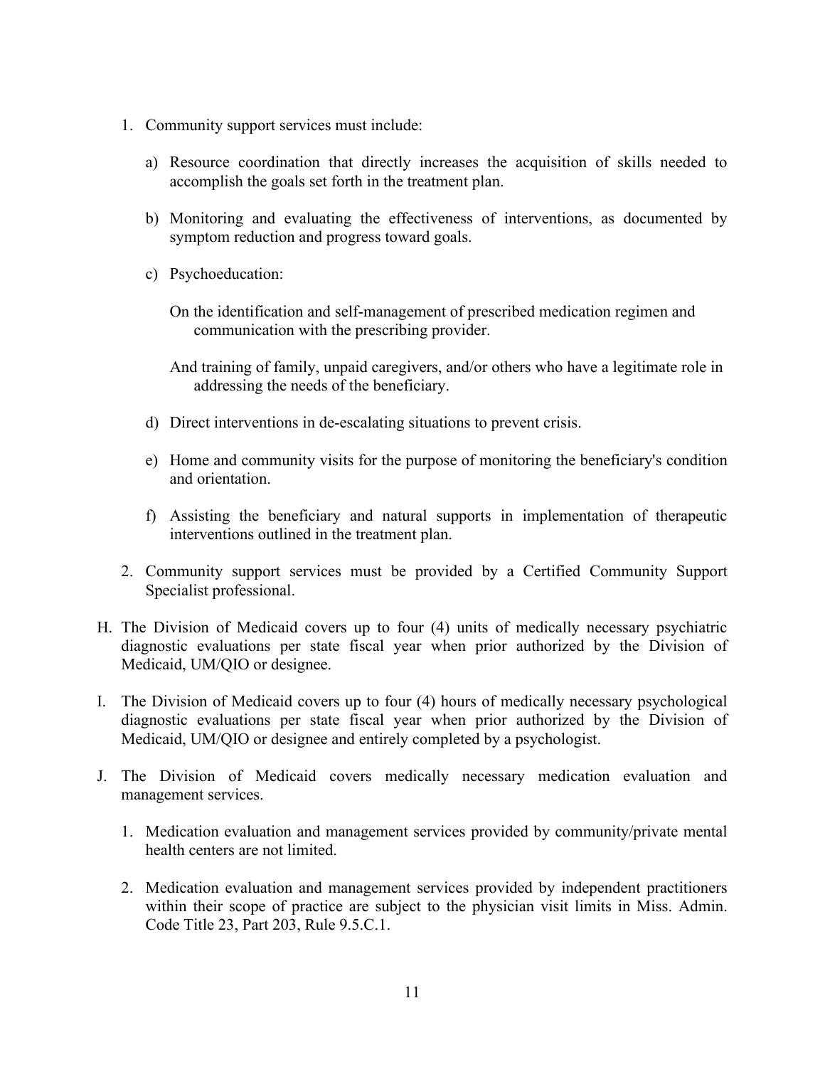1. Community support services must include:

   a) Resource coordination that directly increases the acquisition of skills needed to accomplish the goals set forth in the treatment plan.

   b) Monitoring and evaluating the effectiveness of interventions, as documented by symptom reduction and progress toward goals.

   c) Psychoeducation:

      On the identification and self-management of prescribed medication regimen and communication with the prescribing provider.

      And training of family, unpaid caregivers, and/or others who have a legitimate role in addressing the needs of the beneficiary.

   d) Direct interventions in de-escalating situations to prevent crisis.

   e) Home and community visits for the purpose of monitoring the beneficiary's condition and orientation.

   f) Assisting the beneficiary and natural supports in implementation of therapeutic interventions outlined in the treatment plan.

2. Community support services must be provided by a Certified Community Support Specialist professional.

H. The Division of Medicaid covers up to four (4) units of medically necessary psychiatric diagnostic evaluations per state fiscal year when prior authorized by the Division of Medicaid, UM/QIO or designee.

I. The Division of Medicaid covers up to four (4) hours of medically necessary psychological diagnostic evaluations per state fiscal year when prior authorized by the Division of Medicaid, UM/QIO or designee and entirely completed by a psychologist.

J. The Division of Medicaid covers medically necessary medication evaluation and management services.

   1. Medication evaluation and management services provided by community/private mental health centers are not limited.

   2. Medication evaluation and management services provided by independent practitioners within their scope of practice are subject to the physician visit limits in Miss. Admin. Code Title 23, Part 203, Rule 9.5.C.1.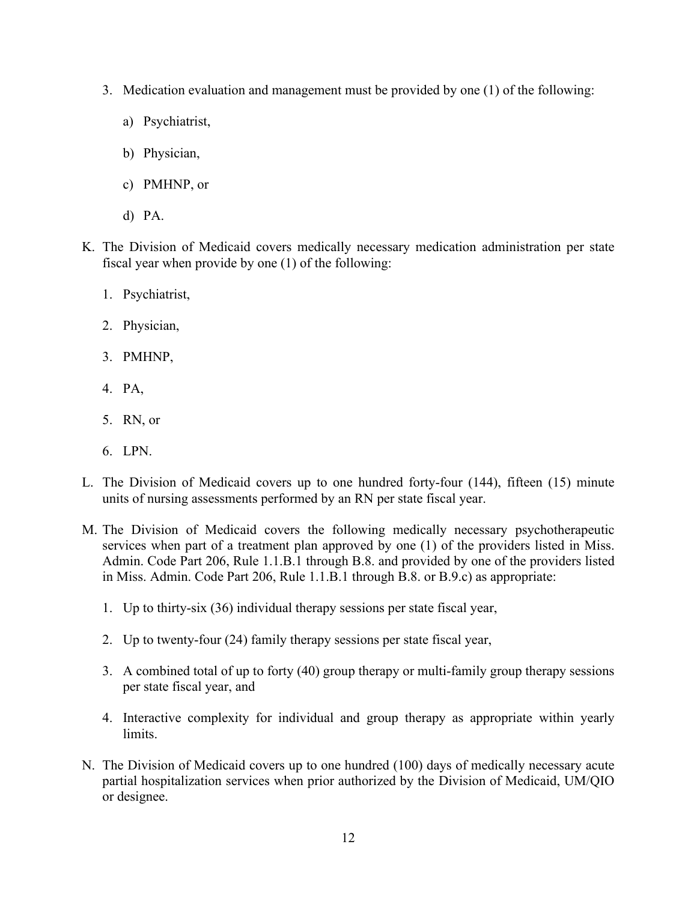3. Medication evaluation and management must be provided by one (1) of the following:

    a) Psychiatrist,

    b) Physician,

    c) PMHNP, or

    d) PA.

K. The Division of Medicaid covers medically necessary medication administration per state fiscal year when provide by one (1) of the following:

    1. Psychiatrist,

    2. Physician,

    3. PMHNP,

    4. PA,

    5. RN, or

    6. LPN.

L. The Division of Medicaid covers up to one hundred forty-four (144), fifteen (15) minute units of nursing assessments performed by an RN per state fiscal year.

M. The Division of Medicaid covers the following medically necessary psychotherapeutic services when part of a treatment plan approved by one (1) of the providers listed in Miss. Admin. Code Part 206, Rule 1.1.B.1 through B.8. and provided by one of the providers listed in Miss. Admin. Code Part 206, Rule 1.1.B.1 through B.8. or B.9.c) as appropriate:

    1. Up to thirty-six (36) individual therapy sessions per state fiscal year,

    2. Up to twenty-four (24) family therapy sessions per state fiscal year,

    3. A combined total of up to forty (40) group therapy or multi-family group therapy sessions per state fiscal year, and

    4. Interactive complexity for individual and group therapy as appropriate within yearly limits.

N. The Division of Medicaid covers up to one hundred (100) days of medically necessary acute partial hospitalization services when prior authorized by the Division of Medicaid, UM/QIO or designee.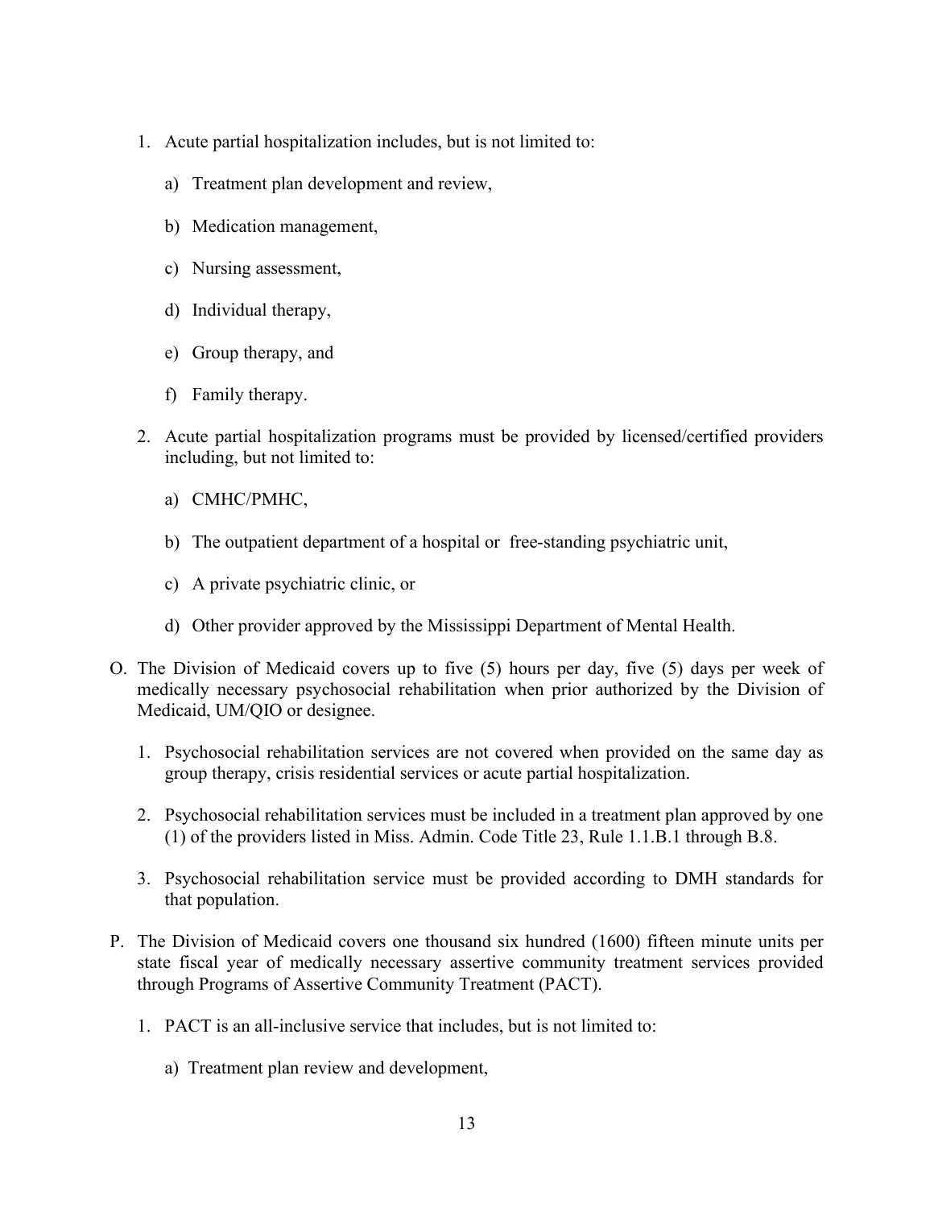1. Acute partial hospitalization includes, but is not limited to:

    a) Treatment plan development and review,

    b) Medication management,

    c) Nursing assessment,

    d) Individual therapy,

    e) Group therapy, and

    f) Family therapy.

2. Acute partial hospitalization programs must be provided by licensed/certified providers including, but not limited to:

    a) CMHC/PMHC,

    b) The outpatient department of a hospital or free-standing psychiatric unit,

    c) A private psychiatric clinic, or

    d) Other provider approved by the Mississippi Department of Mental Health.

O. The Division of Medicaid covers up to five (5) hours per day, five (5) days per week of medically necessary psychosocial rehabilitation when prior authorized by the Division of Medicaid, UM/QIO or designee.

1. Psychosocial rehabilitation services are not covered when provided on the same day as group therapy, crisis residential services or acute partial hospitalization.

2. Psychosocial rehabilitation services must be included in a treatment plan approved by one (1) of the providers listed in Miss. Admin. Code Title 23, Rule 1.1.B.1 through B.8.

3. Psychosocial rehabilitation service must be provided according to DMH standards for that population.

P. The Division of Medicaid covers one thousand six hundred (1600) fifteen minute units per state fiscal year of medically necessary assertive community treatment services provided through Programs of Assertive Community Treatment (PACT).

1. PACT is an all-inclusive service that includes, but is not limited to:

    a) Treatment plan review and development,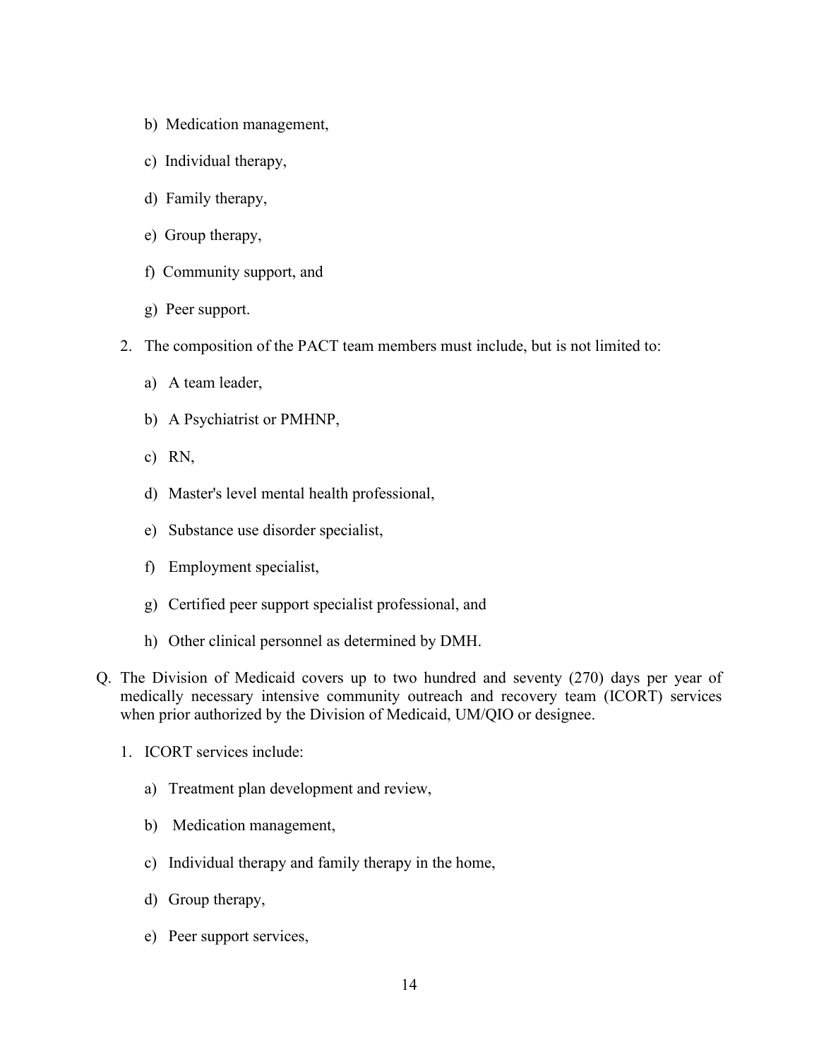b) Medication management,

c) Individual therapy,

d) Family therapy,

e) Group therapy,

f) Community support, and

g) Peer support.

2. The composition of the PACT team members must include, but is not limited to:

   a) A team leader,

   b) A Psychiatrist or PMHNP,

   c) RN,

   d) Master's level mental health professional,

   e) Substance use disorder specialist,

   f) Employment specialist,

   g) Certified peer support specialist professional, and

   h) Other clinical personnel as determined by DMH.

Q. The Division of Medicaid covers up to two hundred and seventy (270) days per year of medically necessary intensive community outreach and recovery team (ICORT) services when prior authorized by the Division of Medicaid, UM/QIO or designee.

1. ICORT services include:

   a) Treatment plan development and review,

   b) Medication management,

   c) Individual therapy and family therapy in the home,

   d) Group therapy,

   e) Peer support services,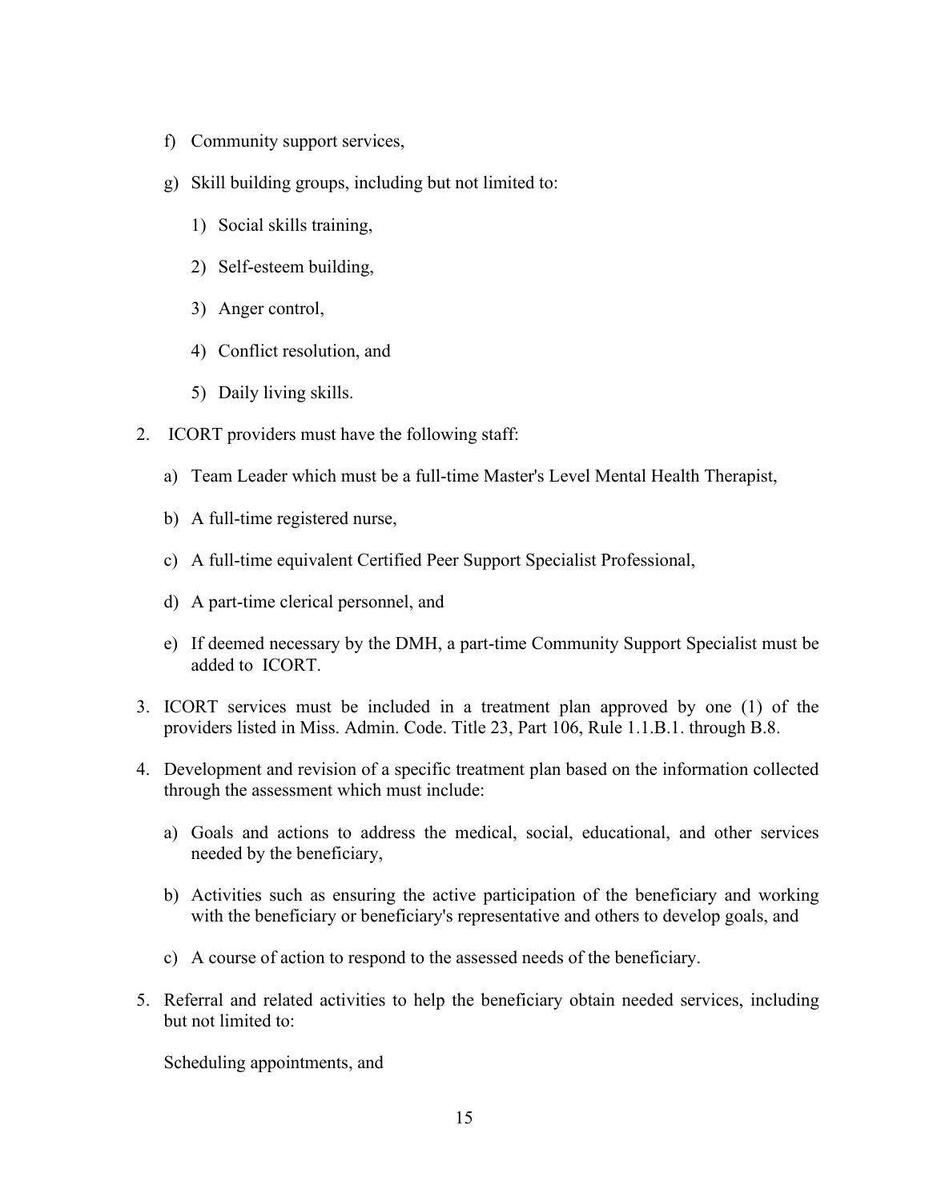f) Community support services,

g) Skill building groups, including but not limited to:

    1) Social skills training,

    2) Self-esteem building,

    3) Anger control,

    4) Conflict resolution, and

    5) Daily living skills.

2. ICORT providers must have the following staff:

    a) Team Leader which must be a full-time Master's Level Mental Health Therapist,

    b) A full-time registered nurse,

    c) A full-time equivalent Certified Peer Support Specialist Professional,

    d) A part-time clerical personnel, and

    e) If deemed necessary by the DMH, a part-time Community Support Specialist must be added to ICORT.

3. ICORT services must be included in a treatment plan approved by one (1) of the providers listed in Miss. Admin. Code. Title 23, Part 106, Rule 1.1.B.1. through B.8.

4. Development and revision of a specific treatment plan based on the information collected through the assessment which must include:

    a) Goals and actions to address the medical, social, educational, and other services needed by the beneficiary,

    b) Activities such as ensuring the active participation of the beneficiary and working with the beneficiary or beneficiary's representative and others to develop goals, and

    c) A course of action to respond to the assessed needs of the beneficiary.

5. Referral and related activities to help the beneficiary obtain needed services, including but not limited to:

    Scheduling appointments, and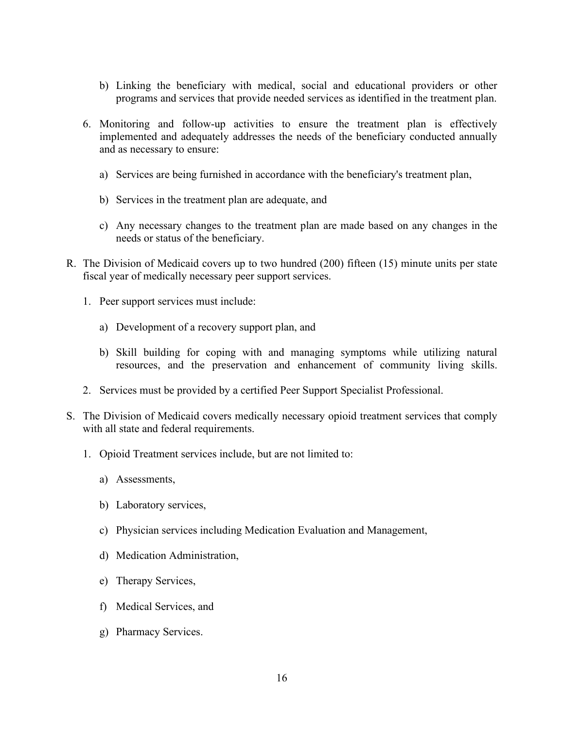b) Linking the beneficiary with medical, social and educational providers or other programs and services that provide needed services as identified in the treatment plan.

6. Monitoring and follow-up activities to ensure the treatment plan is effectively implemented and adequately addresses the needs of the beneficiary conducted annually and as necessary to ensure:

   a) Services are being furnished in accordance with the beneficiary's treatment plan,

   b) Services in the treatment plan are adequate, and

   c) Any necessary changes to the treatment plan are made based on any changes in the needs or status of the beneficiary.

R. The Division of Medicaid covers up to two hundred (200) fifteen (15) minute units per state fiscal year of medically necessary peer support services.

1. Peer support services must include:

   a) Development of a recovery support plan, and

   b) Skill building for coping with and managing symptoms while utilizing natural resources, and the preservation and enhancement of community living skills.

2. Services must be provided by a certified Peer Support Specialist Professional.

S. The Division of Medicaid covers medically necessary opioid treatment services that comply with all state and federal requirements.

1. Opioid Treatment services include, but are not limited to:

   a) Assessments,

   b) Laboratory services,

   c) Physician services including Medication Evaluation and Management,

   d) Medication Administration,

   e) Therapy Services,

   f) Medical Services, and

   g) Pharmacy Services.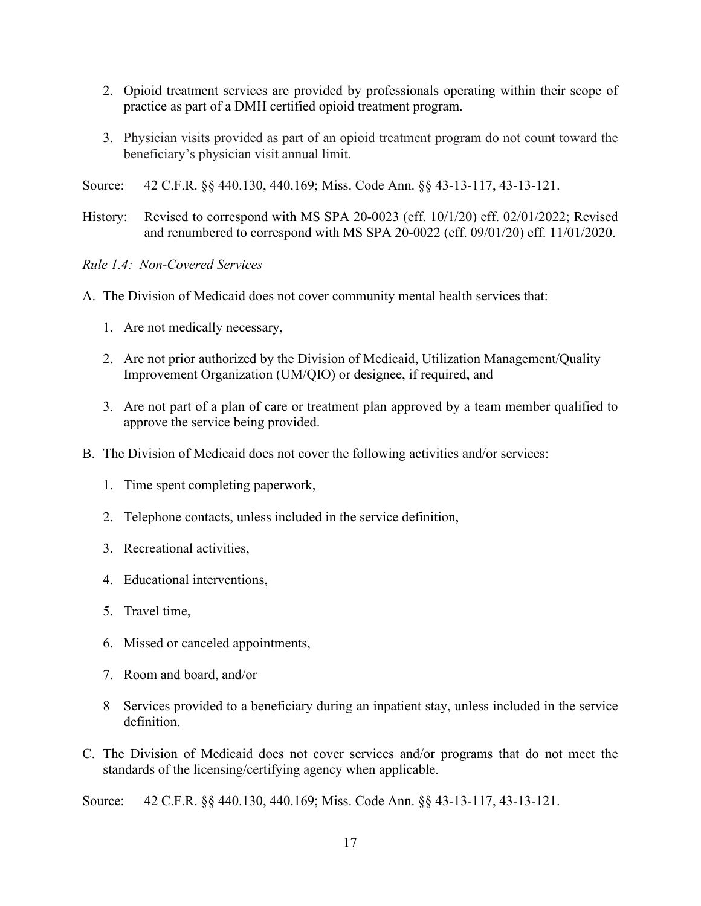2. Opioid treatment services are provided by professionals operating within their scope of practice as part of a DMH certified opioid treatment program.

3. Physician visits provided as part of an opioid treatment program do not count toward the beneficiary's physician visit annual limit.

Source: 42 C.F.R. §§ 440.130, 440.169; Miss. Code Ann. §§ 43-13-117, 43-13-121.

History: Revised to correspond with MS SPA 20-0023 (eff. 10/1/20) eff. 02/01/2022; Revised and renumbered to correspond with MS SPA 20-0022 (eff. 09/01/20) eff. 11/01/2020.

*Rule 1.4: Non-Covered Services*

A. The Division of Medicaid does not cover community mental health services that:

   1. Are not medically necessary,

   2. Are not prior authorized by the Division of Medicaid, Utilization Management/Quality Improvement Organization (UM/QIO) or designee, if required, and

   3. Are not part of a plan of care or treatment plan approved by a team member qualified to approve the service being provided.

B. The Division of Medicaid does not cover the following activities and/or services:

   1. Time spent completing paperwork,

   2. Telephone contacts, unless included in the service definition,

   3. Recreational activities,

   4. Educational interventions,

   5. Travel time,

   6. Missed or canceled appointments,

   7. Room and board, and/or

   8 Services provided to a beneficiary during an inpatient stay, unless included in the service definition.

C. The Division of Medicaid does not cover services and/or programs that do not meet the standards of the licensing/certifying agency when applicable.

Source: 42 C.F.R. §§ 440.130, 440.169; Miss. Code Ann. §§ 43-13-117, 43-13-121.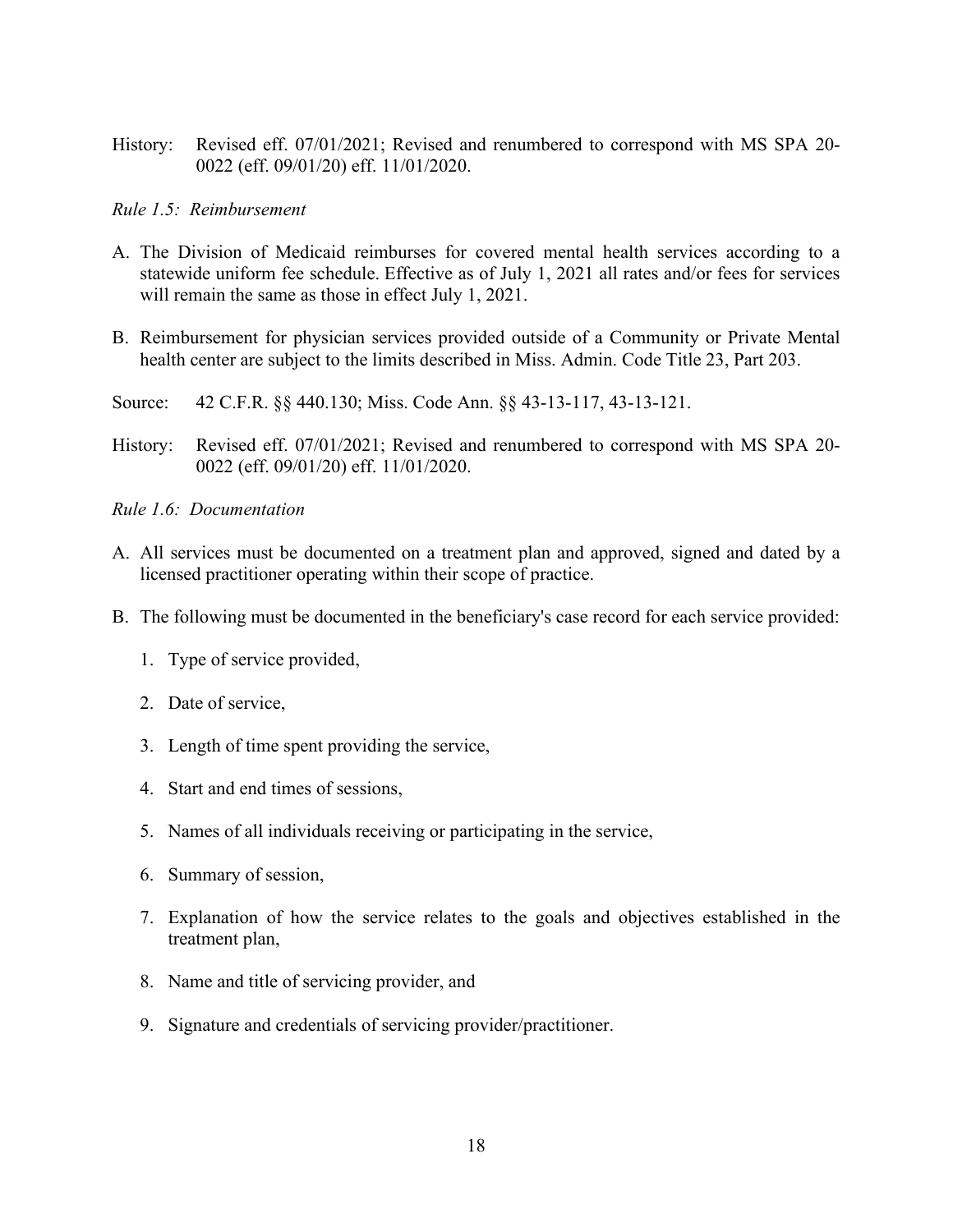History: Revised eff. 07/01/2021; Revised and renumbered to correspond with MS SPA 20-0022 (eff. 09/01/20) eff. 11/01/2020.

*Rule 1.5: Reimbursement*

A. The Division of Medicaid reimburses for covered mental health services according to a statewide uniform fee schedule. Effective as of July 1, 2021 all rates and/or fees for services will remain the same as those in effect July 1, 2021.

B. Reimbursement for physician services provided outside of a Community or Private Mental health center are subject to the limits described in Miss. Admin. Code Title 23, Part 203.

Source: 42 C.F.R. §§ 440.130; Miss. Code Ann. §§ 43-13-117, 43-13-121.

History: Revised eff. 07/01/2021; Revised and renumbered to correspond with MS SPA 20-0022 (eff. 09/01/20) eff. 11/01/2020.

*Rule 1.6: Documentation*

A. All services must be documented on a treatment plan and approved, signed and dated by a licensed practitioner operating within their scope of practice.

B. The following must be documented in the beneficiary's case record for each service provided:

   1. Type of service provided,

   2. Date of service,

   3. Length of time spent providing the service,

   4. Start and end times of sessions,

   5. Names of all individuals receiving or participating in the service,

   6. Summary of session,

   7. Explanation of how the service relates to the goals and objectives established in the treatment plan,

   8. Name and title of servicing provider, and

   9. Signature and credentials of servicing provider/practitioner.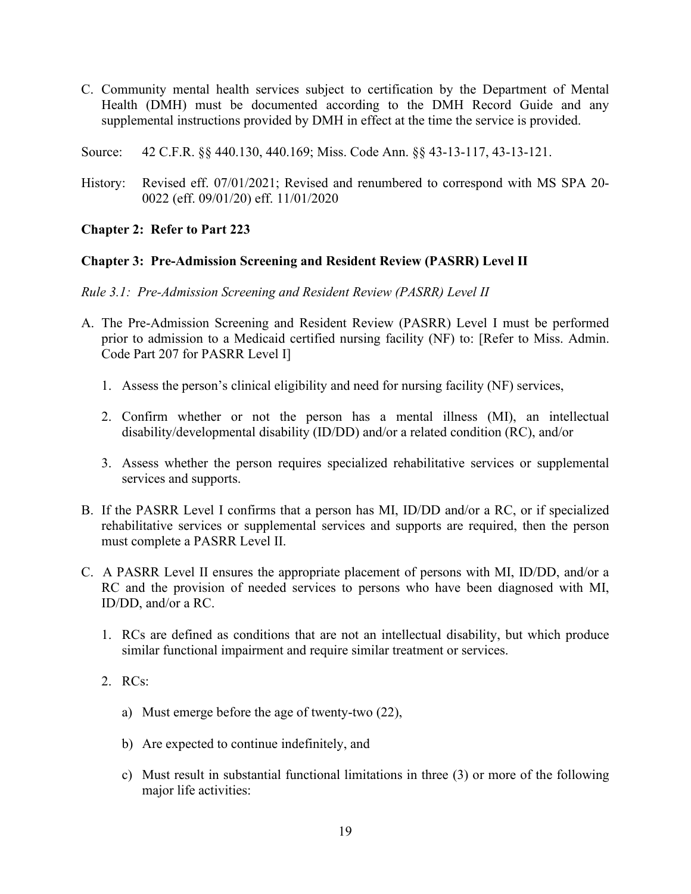C. Community mental health services subject to certification by the Department of Mental Health (DMH) must be documented according to the DMH Record Guide and any supplemental instructions provided by DMH in effect at the time the service is provided.

Source: 42 C.F.R. §§ 440.130, 440.169; Miss. Code Ann. §§ 43-13-117, 43-13-121.

History: Revised eff. 07/01/2021; Revised and renumbered to correspond with MS SPA 20-0022 (eff. 09/01/20) eff. 11/01/2020

**Chapter 2: Refer to Part 223**

**Chapter 3: Pre-Admission Screening and Resident Review (PASRR) Level II**

*Rule 3.1: Pre-Admission Screening and Resident Review (PASRR) Level II*

A. The Pre-Admission Screening and Resident Review (PASRR) Level I must be performed prior to admission to a Medicaid certified nursing facility (NF) to: [Refer to Miss. Admin. Code Part 207 for PASRR Level I]

   1. Assess the person's clinical eligibility and need for nursing facility (NF) services,

   2. Confirm whether or not the person has a mental illness (MI), an intellectual disability/developmental disability (ID/DD) and/or a related condition (RC), and/or

   3. Assess whether the person requires specialized rehabilitative services or supplemental services and supports.

B. If the PASRR Level I confirms that a person has MI, ID/DD and/or a RC, or if specialized rehabilitative services or supplemental services and supports are required, then the person must complete a PASRR Level II.

C. A PASRR Level II ensures the appropriate placement of persons with MI, ID/DD, and/or a RC and the provision of needed services to persons who have been diagnosed with MI, ID/DD, and/or a RC.

   1. RCs are defined as conditions that are not an intellectual disability, but which produce similar functional impairment and require similar treatment or services.

   2. RCs:

      a) Must emerge before the age of twenty-two (22),

      b) Are expected to continue indefinitely, and

      c) Must result in substantial functional limitations in three (3) or more of the following major life activities: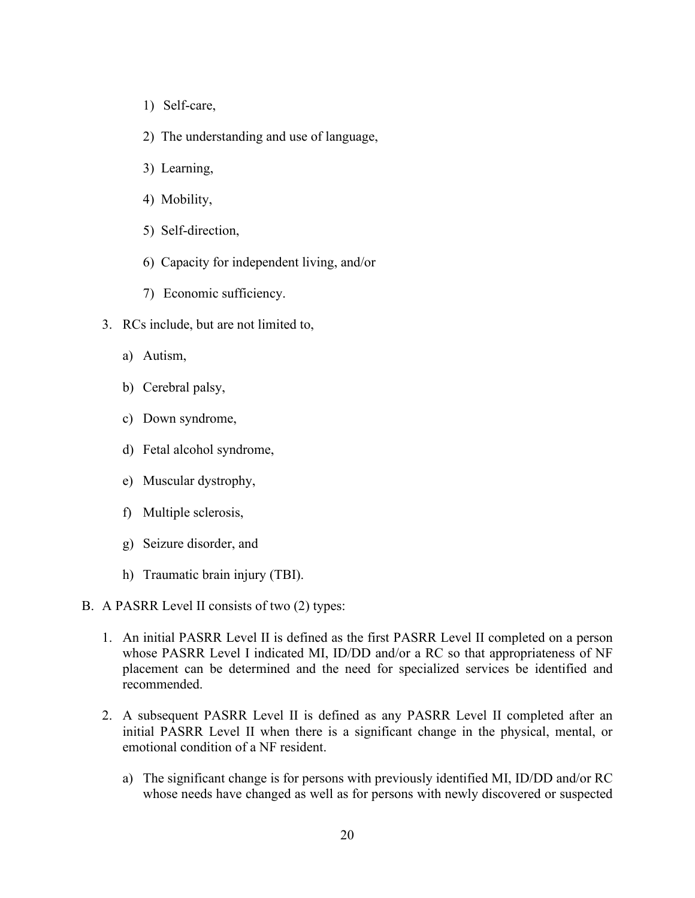1) Self-care,

2) The understanding and use of language,

3) Learning,

4) Mobility,

5) Self-direction,

6) Capacity for independent living, and/or

7) Economic sufficiency.

3. RCs include, but are not limited to,

   a) Autism,

   b) Cerebral palsy,

   c) Down syndrome,

   d) Fetal alcohol syndrome,

   e) Muscular dystrophy,

   f) Multiple sclerosis,

   g) Seizure disorder, and

   h) Traumatic brain injury (TBI).

B. A PASRR Level II consists of two (2) types:

   1. An initial PASRR Level II is defined as the first PASRR Level II completed on a person whose PASRR Level I indicated MI, ID/DD and/or a RC so that appropriateness of NF placement can be determined and the need for specialized services be identified and recommended.

   2. A subsequent PASRR Level II is defined as any PASRR Level II completed after an initial PASRR Level II when there is a significant change in the physical, mental, or emotional condition of a NF resident.

      a) The significant change is for persons with previously identified MI, ID/DD and/or RC whose needs have changed as well as for persons with newly discovered or suspected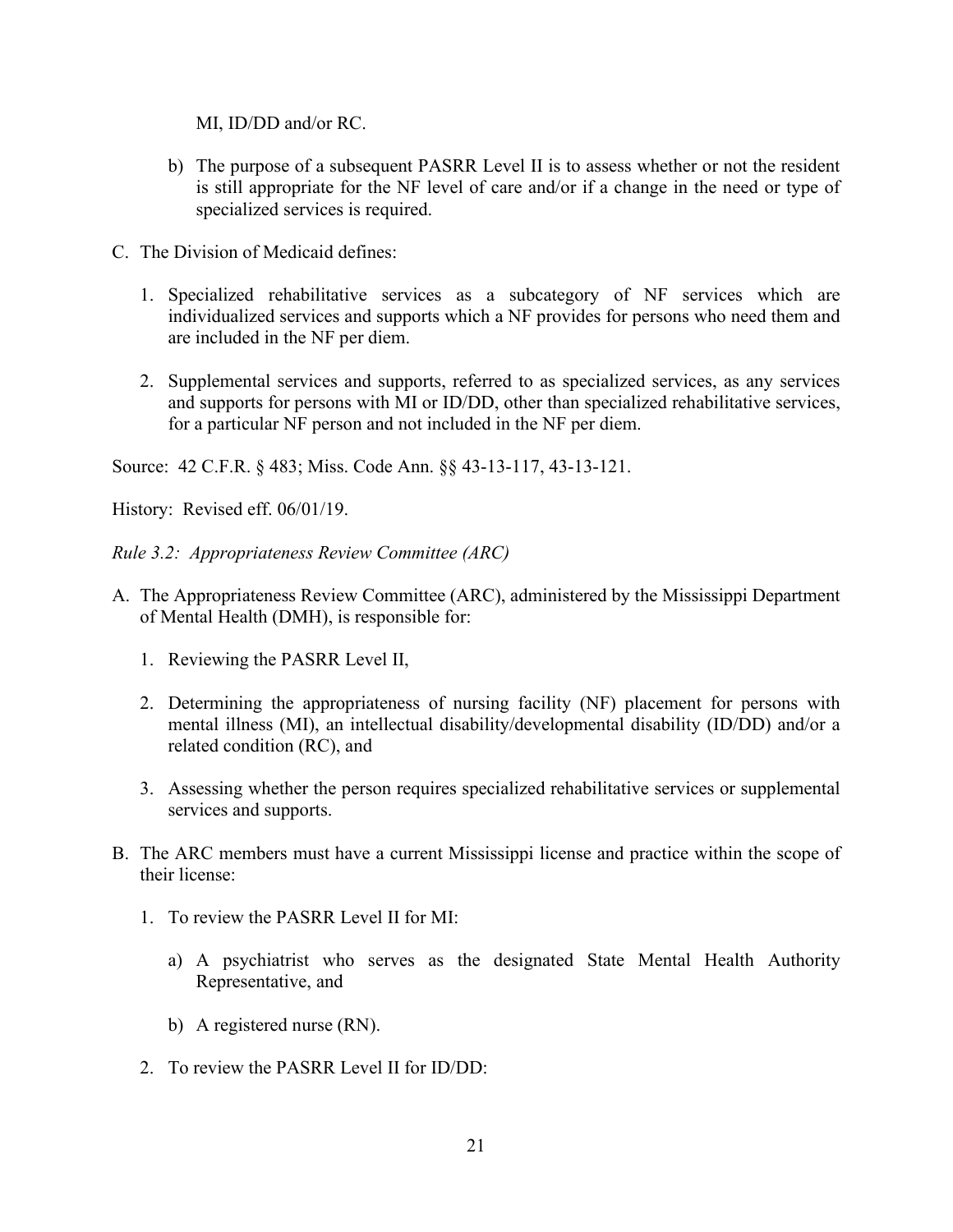MI, ID/DD and/or RC.

b) The purpose of a subsequent PASRR Level II is to assess whether or not the resident is still appropriate for the NF level of care and/or if a change in the need or type of specialized services is required.

C. The Division of Medicaid defines:

1. Specialized rehabilitative services as a subcategory of NF services which are individualized services and supports which a NF provides for persons who need them and are included in the NF per diem.

2. Supplemental services and supports, referred to as specialized services, as any services and supports for persons with MI or ID/DD, other than specialized rehabilitative services, for a particular NF person and not included in the NF per diem.

Source: 42 C.F.R. § 483; Miss. Code Ann. §§ 43-13-117, 43-13-121.

History: Revised eff. 06/01/19.

*Rule 3.2: Appropriateness Review Committee (ARC)*

A. The Appropriateness Review Committee (ARC), administered by the Mississippi Department of Mental Health (DMH), is responsible for:

1. Reviewing the PASRR Level II,

2. Determining the appropriateness of nursing facility (NF) placement for persons with mental illness (MI), an intellectual disability/developmental disability (ID/DD) and/or a related condition (RC), and

3. Assessing whether the person requires specialized rehabilitative services or supplemental services and supports.

B. The ARC members must have a current Mississippi license and practice within the scope of their license:

1. To review the PASRR Level II for MI:

a) A psychiatrist who serves as the designated State Mental Health Authority Representative, and

b) A registered nurse (RN).

2. To review the PASRR Level II for ID/DD: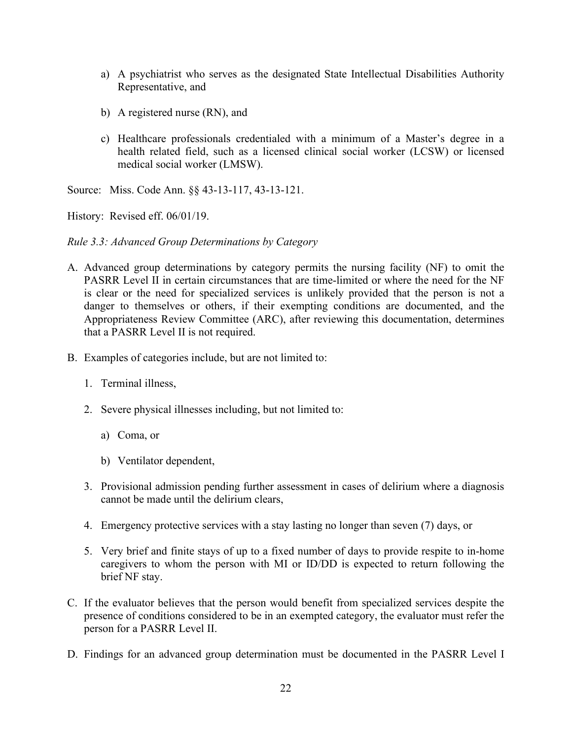a) A psychiatrist who serves as the designated State Intellectual Disabilities Authority Representative, and

b) A registered nurse (RN), and

c) Healthcare professionals credentialed with a minimum of a Master's degree in a health related field, such as a licensed clinical social worker (LCSW) or licensed medical social worker (LMSW).

Source: Miss. Code Ann. §§ 43-13-117, 43-13-121.

History: Revised eff. 06/01/19.

*Rule 3.3: Advanced Group Determinations by Category*

A. Advanced group determinations by category permits the nursing facility (NF) to omit the PASRR Level II in certain circumstances that are time-limited or where the need for the NF is clear or the need for specialized services is unlikely provided that the person is not a danger to themselves or others, if their exempting conditions are documented, and the Appropriateness Review Committee (ARC), after reviewing this documentation, determines that a PASRR Level II is not required.

B. Examples of categories include, but are not limited to:

   1. Terminal illness,

   2. Severe physical illnesses including, but not limited to:

      a) Coma, or

      b) Ventilator dependent,

   3. Provisional admission pending further assessment in cases of delirium where a diagnosis cannot be made until the delirium clears,

   4. Emergency protective services with a stay lasting no longer than seven (7) days, or

   5. Very brief and finite stays of up to a fixed number of days to provide respite to in-home caregivers to whom the person with MI or ID/DD is expected to return following the brief NF stay.

C. If the evaluator believes that the person would benefit from specialized services despite the presence of conditions considered to be in an exempted category, the evaluator must refer the person for a PASRR Level II.

D. Findings for an advanced group determination must be documented in the PASRR Level I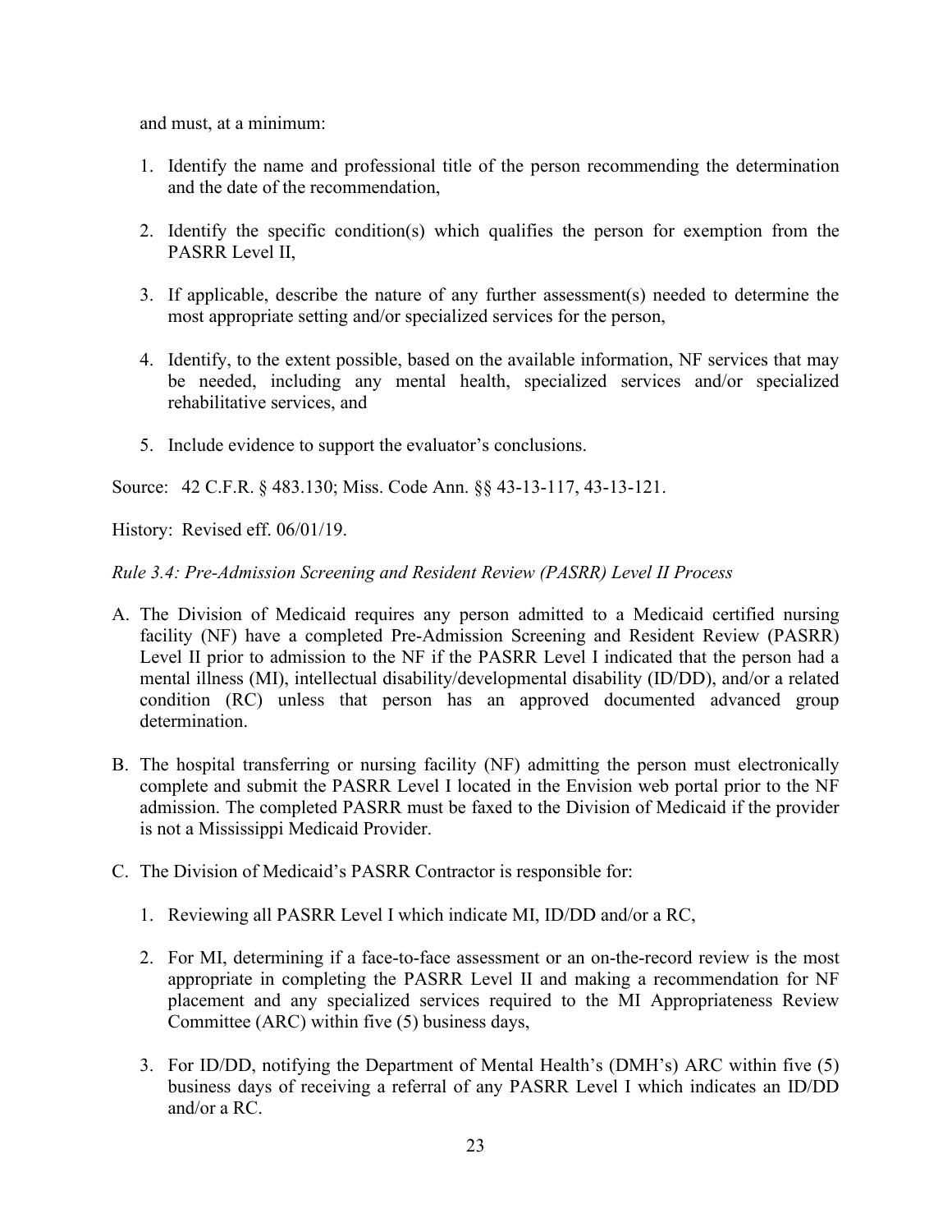and must, at a minimum:

1. Identify the name and professional title of the person recommending the determination and the date of the recommendation,

2. Identify the specific condition(s) which qualifies the person for exemption from the PASRR Level II,

3. If applicable, describe the nature of any further assessment(s) needed to determine the most appropriate setting and/or specialized services for the person,

4. Identify, to the extent possible, based on the available information, NF services that may be needed, including any mental health, specialized services and/or specialized rehabilitative services, and

5. Include evidence to support the evaluator's conclusions.

Source: 42 C.F.R. § 483.130; Miss. Code Ann. §§ 43-13-117, 43-13-121.

History: Revised eff. 06/01/19.

*Rule 3.4: Pre-Admission Screening and Resident Review (PASRR) Level II Process*

A. The Division of Medicaid requires any person admitted to a Medicaid certified nursing facility (NF) have a completed Pre-Admission Screening and Resident Review (PASRR) Level II prior to admission to the NF if the PASRR Level I indicated that the person had a mental illness (MI), intellectual disability/developmental disability (ID/DD), and/or a related condition (RC) unless that person has an approved documented advanced group determination.

B. The hospital transferring or nursing facility (NF) admitting the person must electronically complete and submit the PASRR Level I located in the Envision web portal prior to the NF admission. The completed PASRR must be faxed to the Division of Medicaid if the provider is not a Mississippi Medicaid Provider.

C. The Division of Medicaid's PASRR Contractor is responsible for:

   1. Reviewing all PASRR Level I which indicate MI, ID/DD and/or a RC,

   2. For MI, determining if a face-to-face assessment or an on-the-record review is the most appropriate in completing the PASRR Level II and making a recommendation for NF placement and any specialized services required to the MI Appropriateness Review Committee (ARC) within five (5) business days,

   3. For ID/DD, notifying the Department of Mental Health's (DMH's) ARC within five (5) business days of receiving a referral of any PASRR Level I which indicates an ID/DD and/or a RC.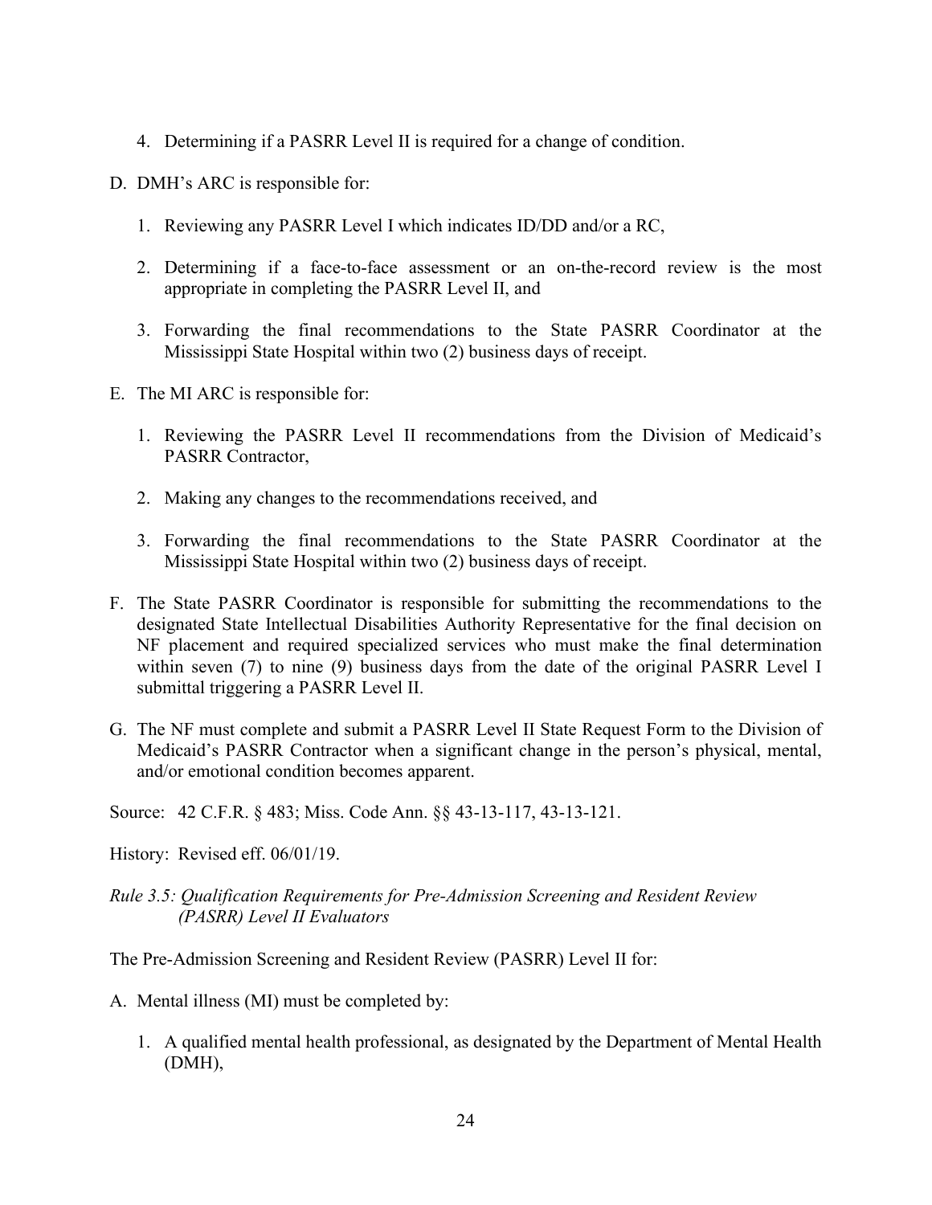4. Determining if a PASRR Level II is required for a change of condition.

D. DMH's ARC is responsible for:

   1. Reviewing any PASRR Level I which indicates ID/DD and/or a RC,

   2. Determining if a face-to-face assessment or an on-the-record review is the most appropriate in completing the PASRR Level II, and

   3. Forwarding the final recommendations to the State PASRR Coordinator at the Mississippi State Hospital within two (2) business days of receipt.

E. The MI ARC is responsible for:

   1. Reviewing the PASRR Level II recommendations from the Division of Medicaid's PASRR Contractor,

   2. Making any changes to the recommendations received, and

   3. Forwarding the final recommendations to the State PASRR Coordinator at the Mississippi State Hospital within two (2) business days of receipt.

F. The State PASRR Coordinator is responsible for submitting the recommendations to the designated State Intellectual Disabilities Authority Representative for the final decision on NF placement and required specialized services who must make the final determination within seven (7) to nine (9) business days from the date of the original PASRR Level I submittal triggering a PASRR Level II.

G. The NF must complete and submit a PASRR Level II State Request Form to the Division of Medicaid's PASRR Contractor when a significant change in the person's physical, mental, and/or emotional condition becomes apparent.

Source: 42 C.F.R. § 483; Miss. Code Ann. §§ 43-13-117, 43-13-121.

History: Revised eff. 06/01/19.

*Rule 3.5: Qualification Requirements for Pre-Admission Screening and Resident Review (PASRR) Level II Evaluators*

The Pre-Admission Screening and Resident Review (PASRR) Level II for:

A. Mental illness (MI) must be completed by:

   1. A qualified mental health professional, as designated by the Department of Mental Health (DMH),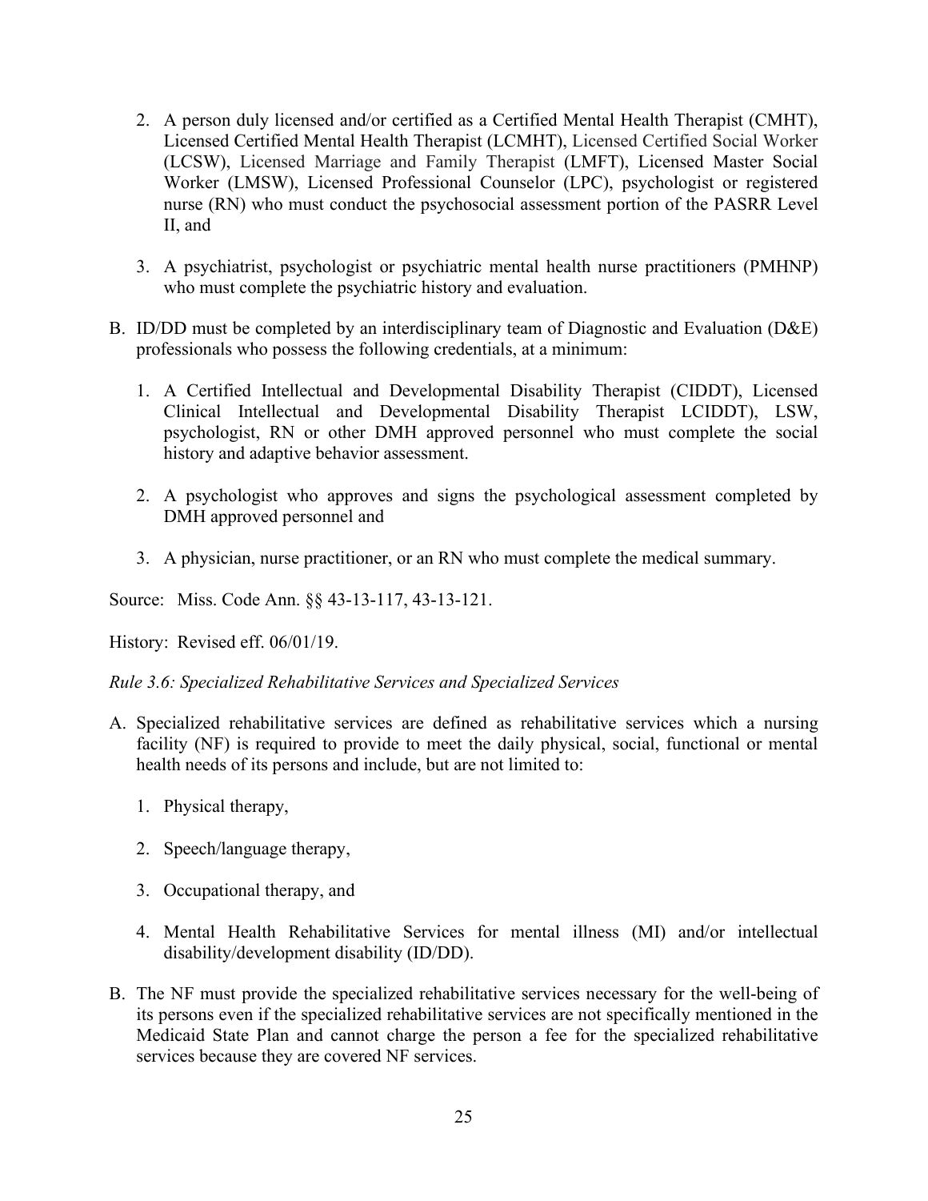2. A person duly licensed and/or certified as a Certified Mental Health Therapist (CMHT), Licensed Certified Mental Health Therapist (LCMHT), Licensed Certified Social Worker (LCSW), Licensed Marriage and Family Therapist (LMFT), Licensed Master Social Worker (LMSW), Licensed Professional Counselor (LPC), psychologist or registered nurse (RN) who must conduct the psychosocial assessment portion of the PASRR Level II, and

3. A psychiatrist, psychologist or psychiatric mental health nurse practitioners (PMHNP) who must complete the psychiatric history and evaluation.

B. ID/DD must be completed by an interdisciplinary team of Diagnostic and Evaluation (D&E) professionals who possess the following credentials, at a minimum:

   1. A Certified Intellectual and Developmental Disability Therapist (CIDDT), Licensed Clinical Intellectual and Developmental Disability Therapist LCIDDT), LSW, psychologist, RN or other DMH approved personnel who must complete the social history and adaptive behavior assessment.

   2. A psychologist who approves and signs the psychological assessment completed by DMH approved personnel and

   3. A physician, nurse practitioner, or an RN who must complete the medical summary.

Source: Miss. Code Ann. §§ 43-13-117, 43-13-121.

History: Revised eff. 06/01/19.

*Rule 3.6: Specialized Rehabilitative Services and Specialized Services*

A. Specialized rehabilitative services are defined as rehabilitative services which a nursing facility (NF) is required to provide to meet the daily physical, social, functional or mental health needs of its persons and include, but are not limited to:

   1. Physical therapy,

   2. Speech/language therapy,

   3. Occupational therapy, and

   4. Mental Health Rehabilitative Services for mental illness (MI) and/or intellectual disability/development disability (ID/DD).

B. The NF must provide the specialized rehabilitative services necessary for the well-being of its persons even if the specialized rehabilitative services are not specifically mentioned in the Medicaid State Plan and cannot charge the person a fee for the specialized rehabilitative services because they are covered NF services.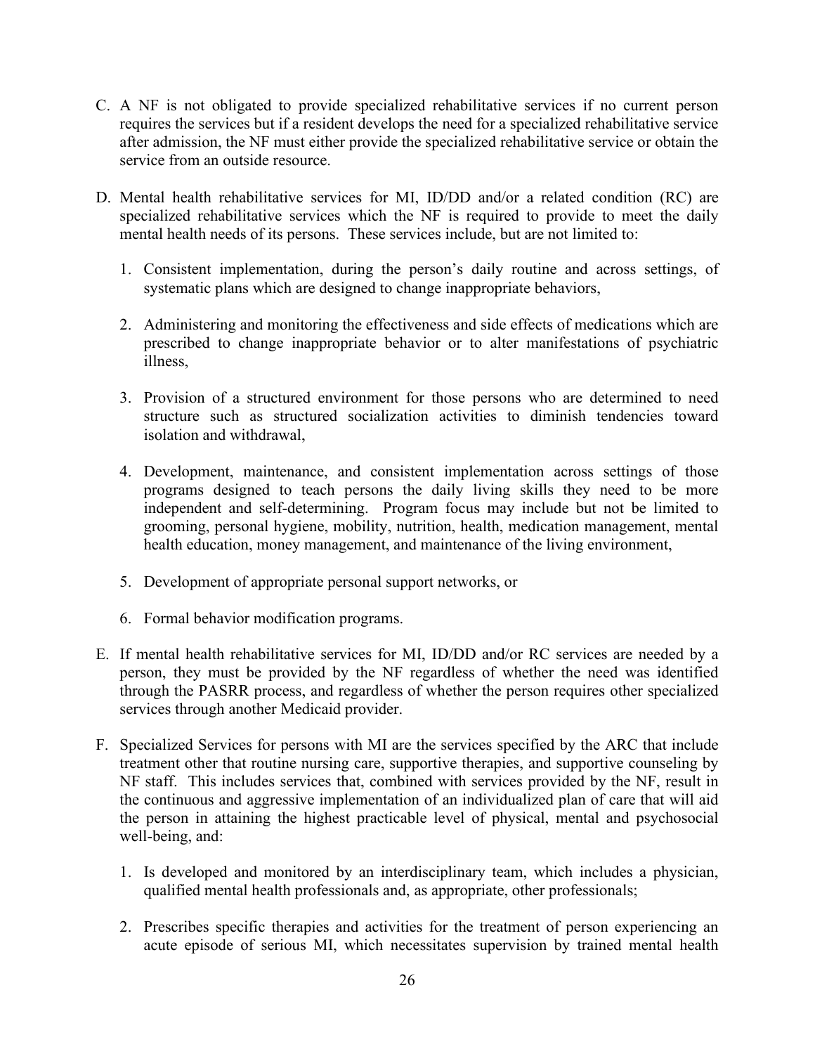C. A NF is not obligated to provide specialized rehabilitative services if no current person requires the services but if a resident develops the need for a specialized rehabilitative service after admission, the NF must either provide the specialized rehabilitative service or obtain the service from an outside resource.

D. Mental health rehabilitative services for MI, ID/DD and/or a related condition (RC) are specialized rehabilitative services which the NF is required to provide to meet the daily mental health needs of its persons. These services include, but are not limited to:

   1. Consistent implementation, during the person's daily routine and across settings, of systematic plans which are designed to change inappropriate behaviors,

   2. Administering and monitoring the effectiveness and side effects of medications which are prescribed to change inappropriate behavior or to alter manifestations of psychiatric illness,

   3. Provision of a structured environment for those persons who are determined to need structure such as structured socialization activities to diminish tendencies toward isolation and withdrawal,

   4. Development, maintenance, and consistent implementation across settings of those programs designed to teach persons the daily living skills they need to be more independent and self-determining. Program focus may include but not be limited to grooming, personal hygiene, mobility, nutrition, health, medication management, mental health education, money management, and maintenance of the living environment,

   5. Development of appropriate personal support networks, or

   6. Formal behavior modification programs.

E. If mental health rehabilitative services for MI, ID/DD and/or RC services are needed by a person, they must be provided by the NF regardless of whether the need was identified through the PASRR process, and regardless of whether the person requires other specialized services through another Medicaid provider.

F. Specialized Services for persons with MI are the services specified by the ARC that include treatment other that routine nursing care, supportive therapies, and supportive counseling by NF staff. This includes services that, combined with services provided by the NF, result in the continuous and aggressive implementation of an individualized plan of care that will aid the person in attaining the highest practicable level of physical, mental and psychosocial well-being, and:

   1. Is developed and monitored by an interdisciplinary team, which includes a physician, qualified mental health professionals and, as appropriate, other professionals;

   2. Prescribes specific therapies and activities for the treatment of person experiencing an acute episode of serious MI, which necessitates supervision by trained mental health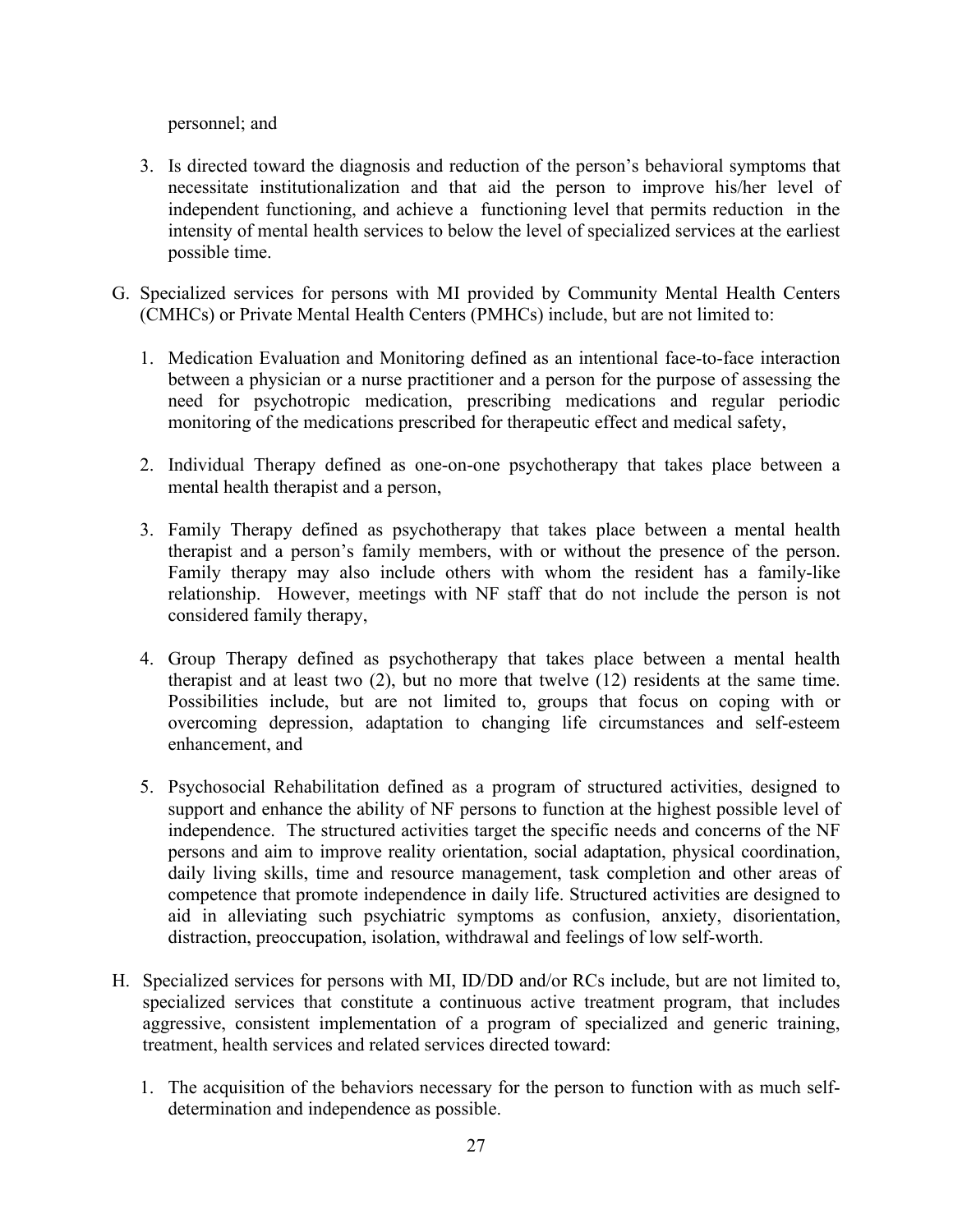personnel; and

3. Is directed toward the diagnosis and reduction of the person's behavioral symptoms that necessitate institutionalization and that aid the person to improve his/her level of independent functioning, and achieve a functioning level that permits reduction in the intensity of mental health services to below the level of specialized services at the earliest possible time.

G. Specialized services for persons with MI provided by Community Mental Health Centers (CMHCs) or Private Mental Health Centers (PMHCs) include, but are not limited to:

   1. Medication Evaluation and Monitoring defined as an intentional face-to-face interaction between a physician or a nurse practitioner and a person for the purpose of assessing the need for psychotropic medication, prescribing medications and regular periodic monitoring of the medications prescribed for therapeutic effect and medical safety,

   2. Individual Therapy defined as one-on-one psychotherapy that takes place between a mental health therapist and a person,

   3. Family Therapy defined as psychotherapy that takes place between a mental health therapist and a person's family members, with or without the presence of the person. Family therapy may also include others with whom the resident has a family-like relationship. However, meetings with NF staff that do not include the person is not considered family therapy,

   4. Group Therapy defined as psychotherapy that takes place between a mental health therapist and at least two (2), but no more that twelve (12) residents at the same time. Possibilities include, but are not limited to, groups that focus on coping with or overcoming depression, adaptation to changing life circumstances and self-esteem enhancement, and

   5. Psychosocial Rehabilitation defined as a program of structured activities, designed to support and enhance the ability of NF persons to function at the highest possible level of independence. The structured activities target the specific needs and concerns of the NF persons and aim to improve reality orientation, social adaptation, physical coordination, daily living skills, time and resource management, task completion and other areas of competence that promote independence in daily life. Structured activities are designed to aid in alleviating such psychiatric symptoms as confusion, anxiety, disorientation, distraction, preoccupation, isolation, withdrawal and feelings of low self-worth.

H. Specialized services for persons with MI, ID/DD and/or RCs include, but are not limited to, specialized services that constitute a continuous active treatment program, that includes aggressive, consistent implementation of a program of specialized and generic training, treatment, health services and related services directed toward:

   1. The acquisition of the behaviors necessary for the person to function with as much self-determination and independence as possible.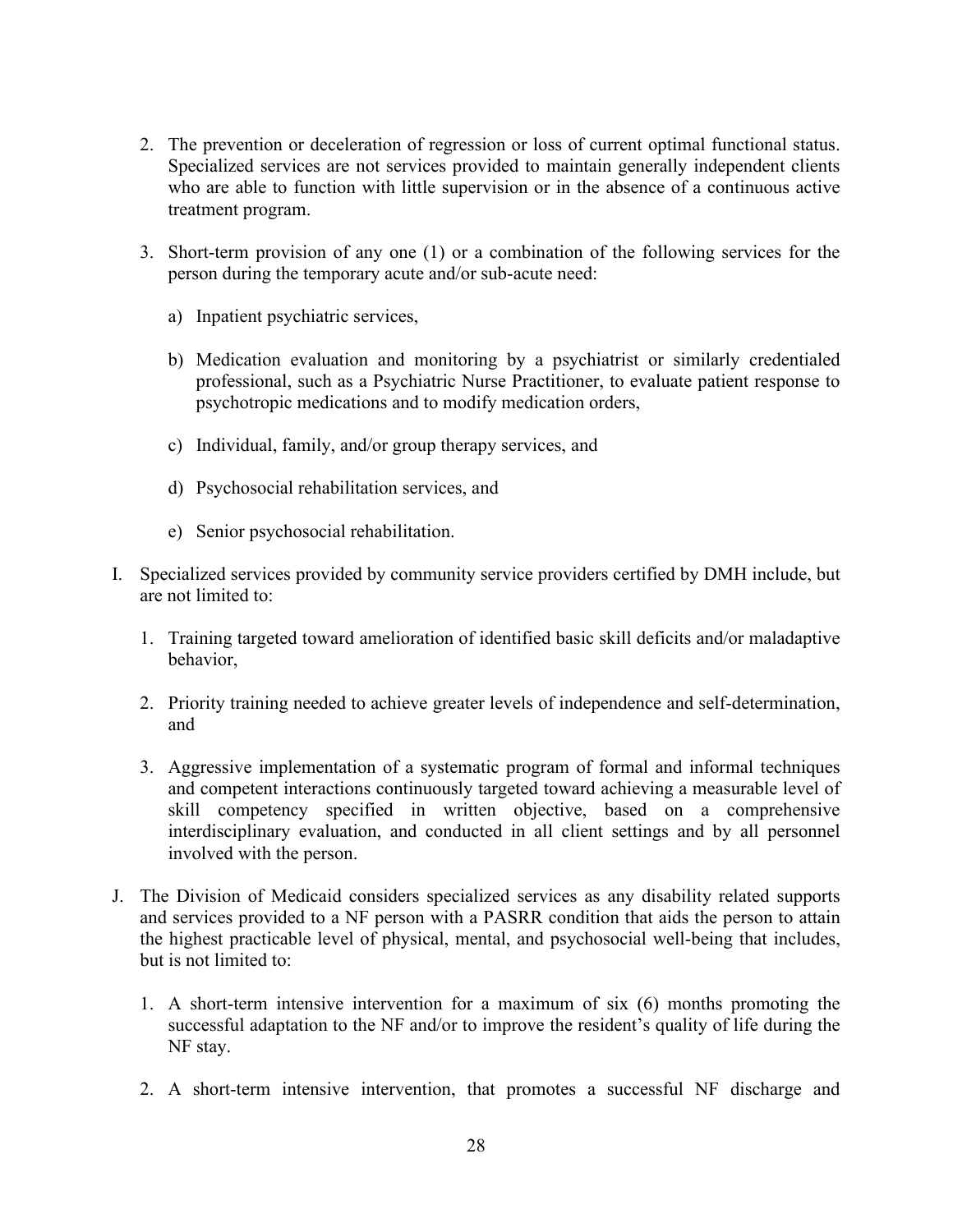2. The prevention or deceleration of regression or loss of current optimal functional status. Specialized services are not services provided to maintain generally independent clients who are able to function with little supervision or in the absence of a continuous active treatment program.

3. Short-term provision of any one (1) or a combination of the following services for the person during the temporary acute and/or sub-acute need:

   a) Inpatient psychiatric services,

   b) Medication evaluation and monitoring by a psychiatrist or similarly credentialed professional, such as a Psychiatric Nurse Practitioner, to evaluate patient response to psychotropic medications and to modify medication orders,

   c) Individual, family, and/or group therapy services, and

   d) Psychosocial rehabilitation services, and

   e) Senior psychosocial rehabilitation.

I. Specialized services provided by community service providers certified by DMH include, but are not limited to:

   1. Training targeted toward amelioration of identified basic skill deficits and/or maladaptive behavior,

   2. Priority training needed to achieve greater levels of independence and self-determination, and

   3. Aggressive implementation of a systematic program of formal and informal techniques and competent interactions continuously targeted toward achieving a measurable level of skill competency specified in written objective, based on a comprehensive interdisciplinary evaluation, and conducted in all client settings and by all personnel involved with the person.

J. The Division of Medicaid considers specialized services as any disability related supports and services provided to a NF person with a PASRR condition that aids the person to attain the highest practicable level of physical, mental, and psychosocial well-being that includes, but is not limited to:

   1. A short-term intensive intervention for a maximum of six (6) months promoting the successful adaptation to the NF and/or to improve the resident's quality of life during the NF stay.

   2. A short-term intensive intervention, that promotes a successful NF discharge and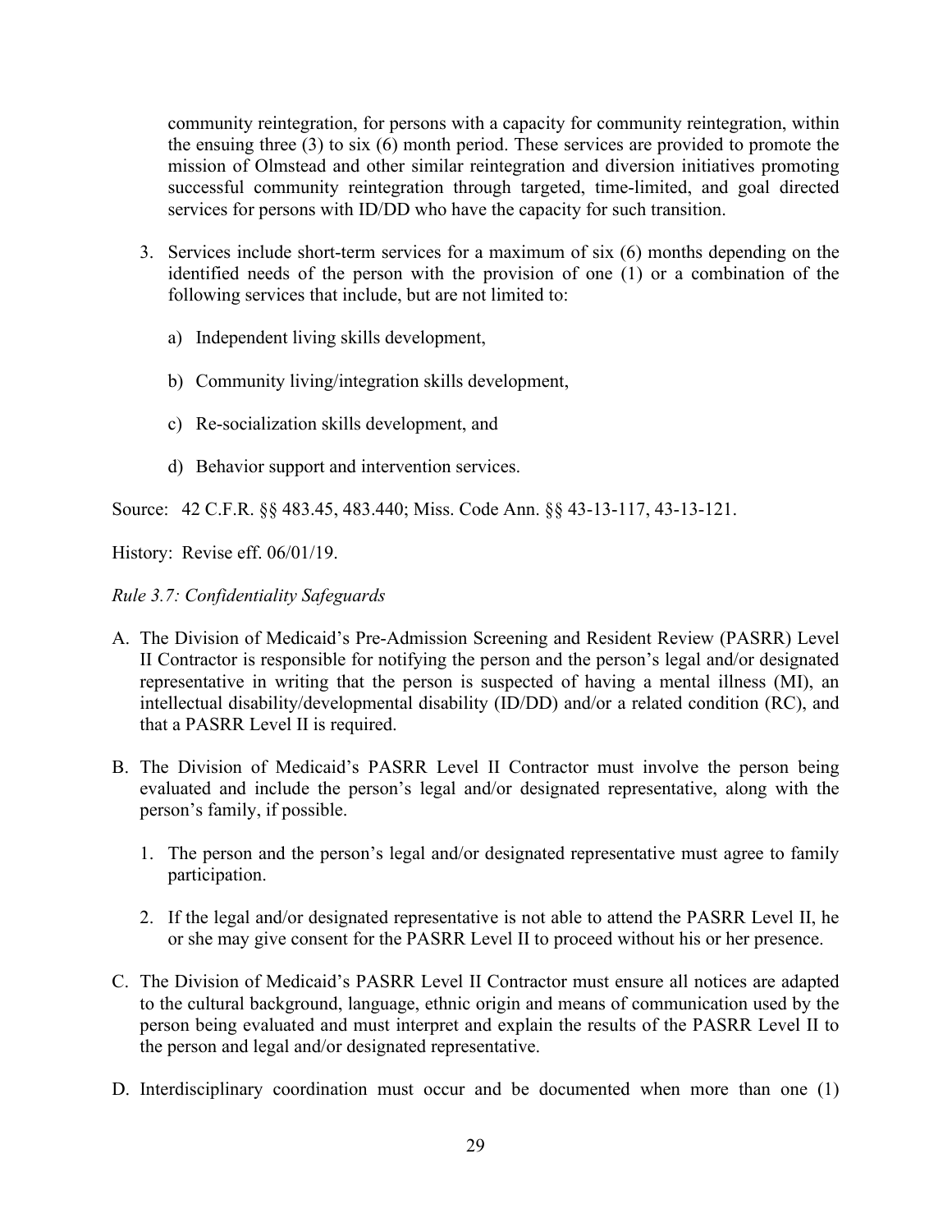community reintegration, for persons with a capacity for community reintegration, within the ensuing three (3) to six (6) month period. These services are provided to promote the mission of Olmstead and other similar reintegration and diversion initiatives promoting successful community reintegration through targeted, time-limited, and goal directed services for persons with ID/DD who have the capacity for such transition.

3. Services include short-term services for a maximum of six (6) months depending on the identified needs of the person with the provision of one (1) or a combination of the following services that include, but are not limited to:

    a) Independent living skills development,

    b) Community living/integration skills development,

    c) Re-socialization skills development, and

    d) Behavior support and intervention services.

Source: 42 C.F.R. §§ 483.45, 483.440; Miss. Code Ann. §§ 43-13-117, 43-13-121.

History: Revise eff. 06/01/19.

*Rule 3.7: Confidentiality Safeguards*

A. The Division of Medicaid's Pre-Admission Screening and Resident Review (PASRR) Level II Contractor is responsible for notifying the person and the person's legal and/or designated representative in writing that the person is suspected of having a mental illness (MI), an intellectual disability/developmental disability (ID/DD) and/or a related condition (RC), and that a PASRR Level II is required.

B. The Division of Medicaid's PASRR Level II Contractor must involve the person being evaluated and include the person's legal and/or designated representative, along with the person's family, if possible.

    1. The person and the person's legal and/or designated representative must agree to family participation.

    2. If the legal and/or designated representative is not able to attend the PASRR Level II, he or she may give consent for the PASRR Level II to proceed without his or her presence.

C. The Division of Medicaid's PASRR Level II Contractor must ensure all notices are adapted to the cultural background, language, ethnic origin and means of communication used by the person being evaluated and must interpret and explain the results of the PASRR Level II to the person and legal and/or designated representative.

D. Interdisciplinary coordination must occur and be documented when more than one (1)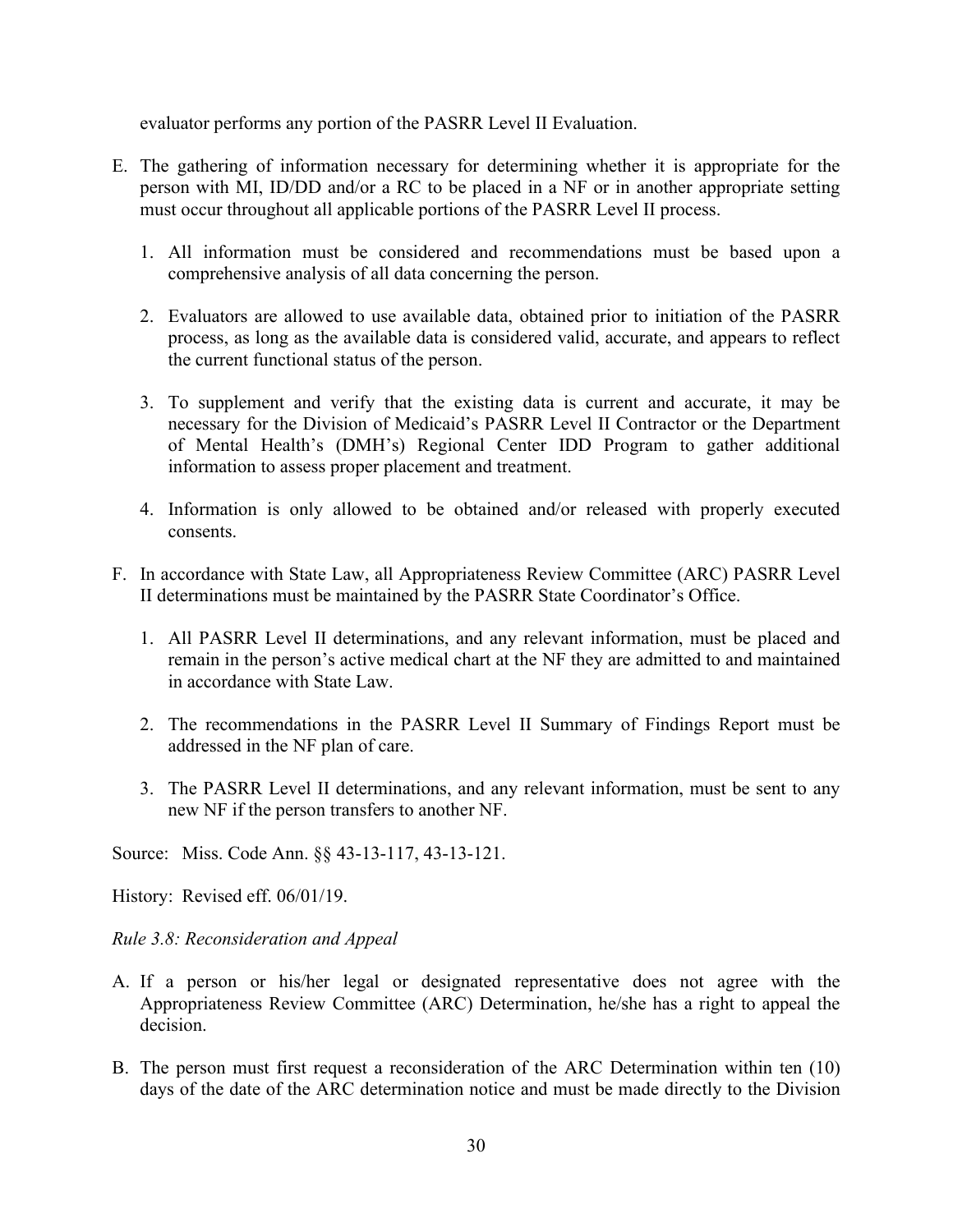evaluator performs any portion of the PASRR Level II Evaluation.

E. The gathering of information necessary for determining whether it is appropriate for the person with MI, ID/DD and/or a RC to be placed in a NF or in another appropriate setting must occur throughout all applicable portions of the PASRR Level II process.

   1. All information must be considered and recommendations must be based upon a comprehensive analysis of all data concerning the person.

   2. Evaluators are allowed to use available data, obtained prior to initiation of the PASRR process, as long as the available data is considered valid, accurate, and appears to reflect the current functional status of the person.

   3. To supplement and verify that the existing data is current and accurate, it may be necessary for the Division of Medicaid's PASRR Level II Contractor or the Department of Mental Health's (DMH's) Regional Center IDD Program to gather additional information to assess proper placement and treatment.

   4. Information is only allowed to be obtained and/or released with properly executed consents.

F. In accordance with State Law, all Appropriateness Review Committee (ARC) PASRR Level II determinations must be maintained by the PASRR State Coordinator's Office.

   1. All PASRR Level II determinations, and any relevant information, must be placed and remain in the person's active medical chart at the NF they are admitted to and maintained in accordance with State Law.

   2. The recommendations in the PASRR Level II Summary of Findings Report must be addressed in the NF plan of care.

   3. The PASRR Level II determinations, and any relevant information, must be sent to any new NF if the person transfers to another NF.

Source: Miss. Code Ann. §§ 43-13-117, 43-13-121.

History: Revised eff. 06/01/19.

*Rule 3.8: Reconsideration and Appeal*

A. If a person or his/her legal or designated representative does not agree with the Appropriateness Review Committee (ARC) Determination, he/she has a right to appeal the decision.

B. The person must first request a reconsideration of the ARC Determination within ten (10) days of the date of the ARC determination notice and must be made directly to the Division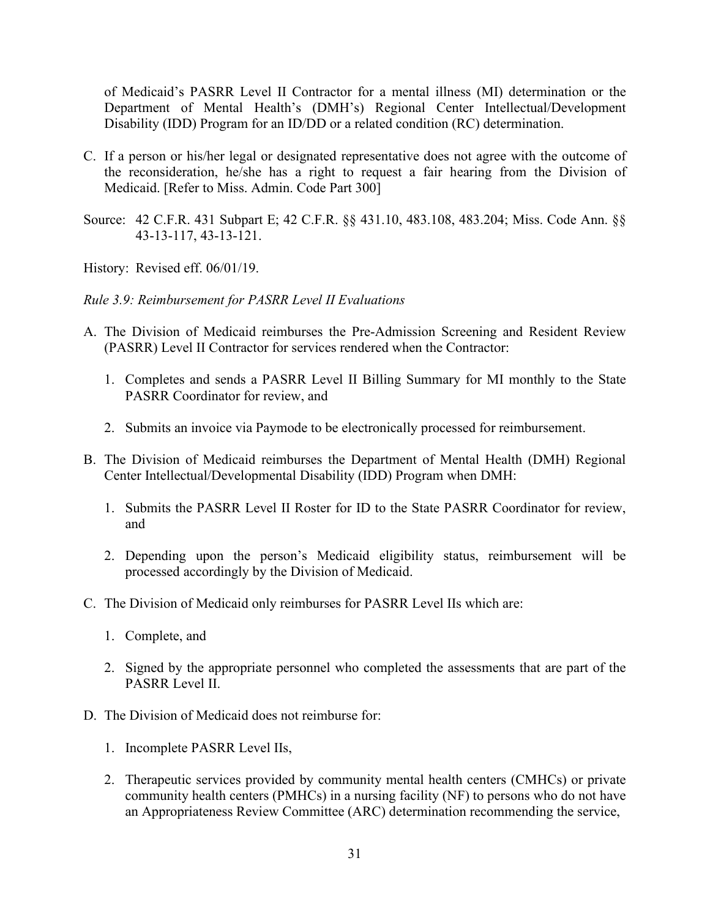of Medicaid's PASRR Level II Contractor for a mental illness (MI) determination or the Department of Mental Health's (DMH's) Regional Center Intellectual/Development Disability (IDD) Program for an ID/DD or a related condition (RC) determination.

C. If a person or his/her legal or designated representative does not agree with the outcome of the reconsideration, he/she has a right to request a fair hearing from the Division of Medicaid. [Refer to Miss. Admin. Code Part 300]

Source: 42 C.F.R. 431 Subpart E; 42 C.F.R. §§ 431.10, 483.108, 483.204; Miss. Code Ann. §§ 43-13-117, 43-13-121.

History: Revised eff. 06/01/19.

*Rule 3.9: Reimbursement for PASRR Level II Evaluations*

A. The Division of Medicaid reimburses the Pre-Admission Screening and Resident Review (PASRR) Level II Contractor for services rendered when the Contractor:

   1. Completes and sends a PASRR Level II Billing Summary for MI monthly to the State PASRR Coordinator for review, and

   2. Submits an invoice via Paymode to be electronically processed for reimbursement.

B. The Division of Medicaid reimburses the Department of Mental Health (DMH) Regional Center Intellectual/Developmental Disability (IDD) Program when DMH:

   1. Submits the PASRR Level II Roster for ID to the State PASRR Coordinator for review, and

   2. Depending upon the person's Medicaid eligibility status, reimbursement will be processed accordingly by the Division of Medicaid.

C. The Division of Medicaid only reimburses for PASRR Level IIs which are:

   1. Complete, and

   2. Signed by the appropriate personnel who completed the assessments that are part of the PASRR Level II.

D. The Division of Medicaid does not reimburse for:

   1. Incomplete PASRR Level IIs,

   2. Therapeutic services provided by community mental health centers (CMHCs) or private community health centers (PMHCs) in a nursing facility (NF) to persons who do not have an Appropriateness Review Committee (ARC) determination recommending the service,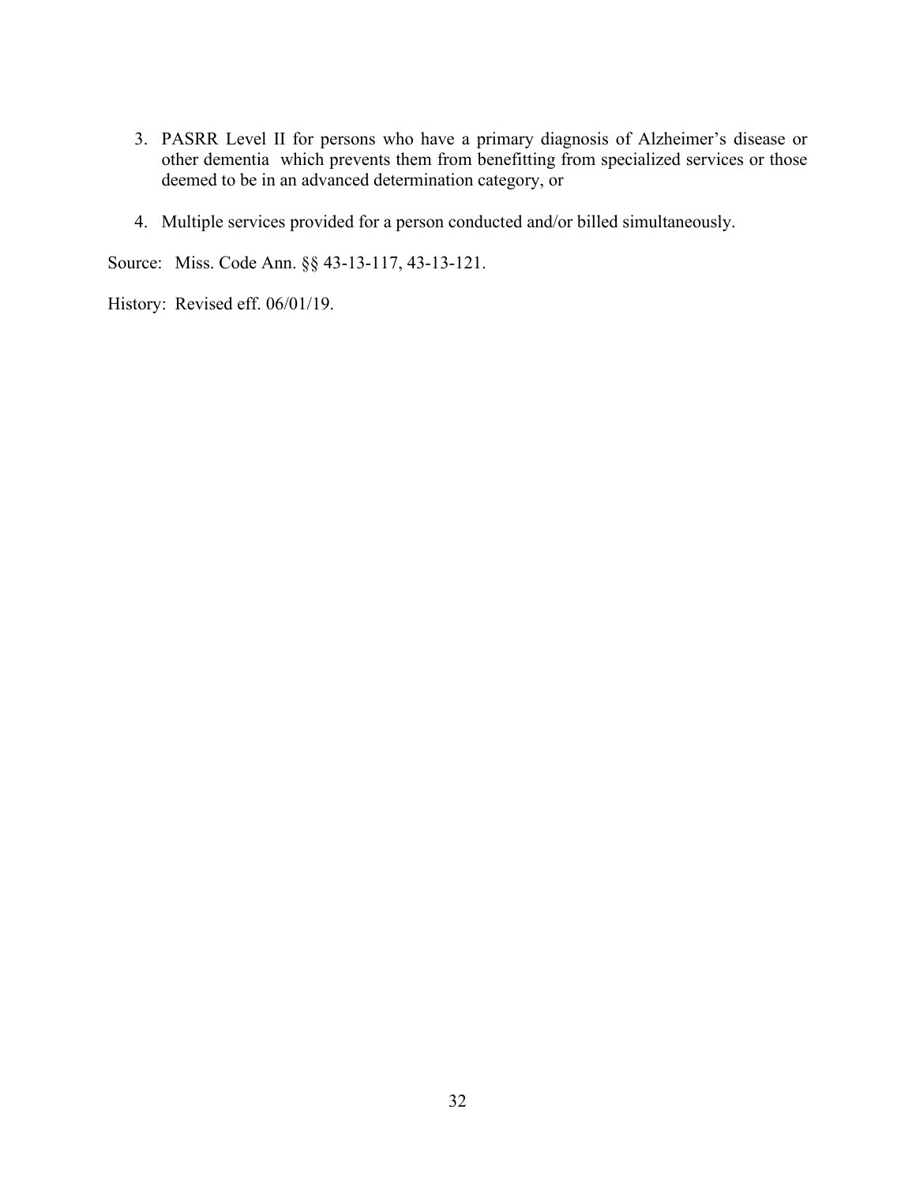3. PASRR Level II for persons who have a primary diagnosis of Alzheimer's disease or other dementia which prevents them from benefitting from specialized services or those deemed to be in an advanced determination category, or

4. Multiple services provided for a person conducted and/or billed simultaneously.

Source: Miss. Code Ann. §§ 43-13-117, 43-13-121.

History: Revised eff. 06/01/19.